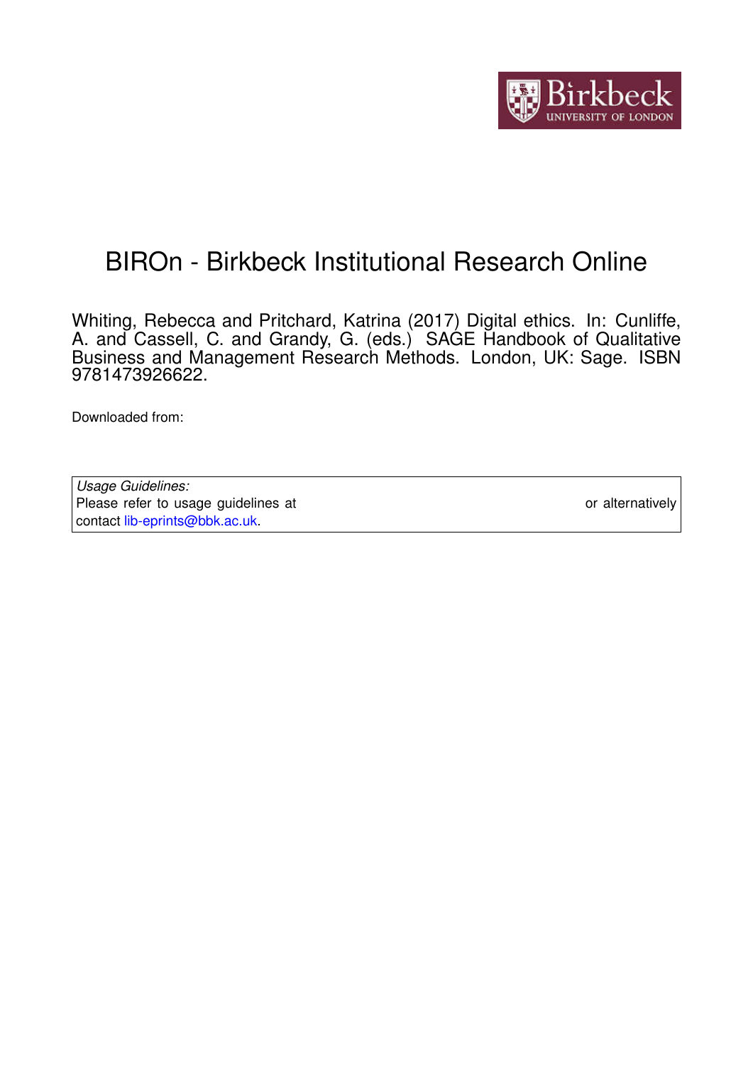# BIROn - Birkbeck Institutional Research Online

Whiting, Rebecca and Pritchard, Katrina (2017) Digital ethics. In: Cunliffe, A. and Cassell, C. and Grandy, G. (eds.) SAGE Handbook of Qualitative Business and Management Research Methods. London, UK: Sage. ISBN 9781473926622.

Downloaded from:

*Usage Guidelines:*
Please refer to usage guidelines at or alternatively contact lib-eprints@bbk.ac.uk.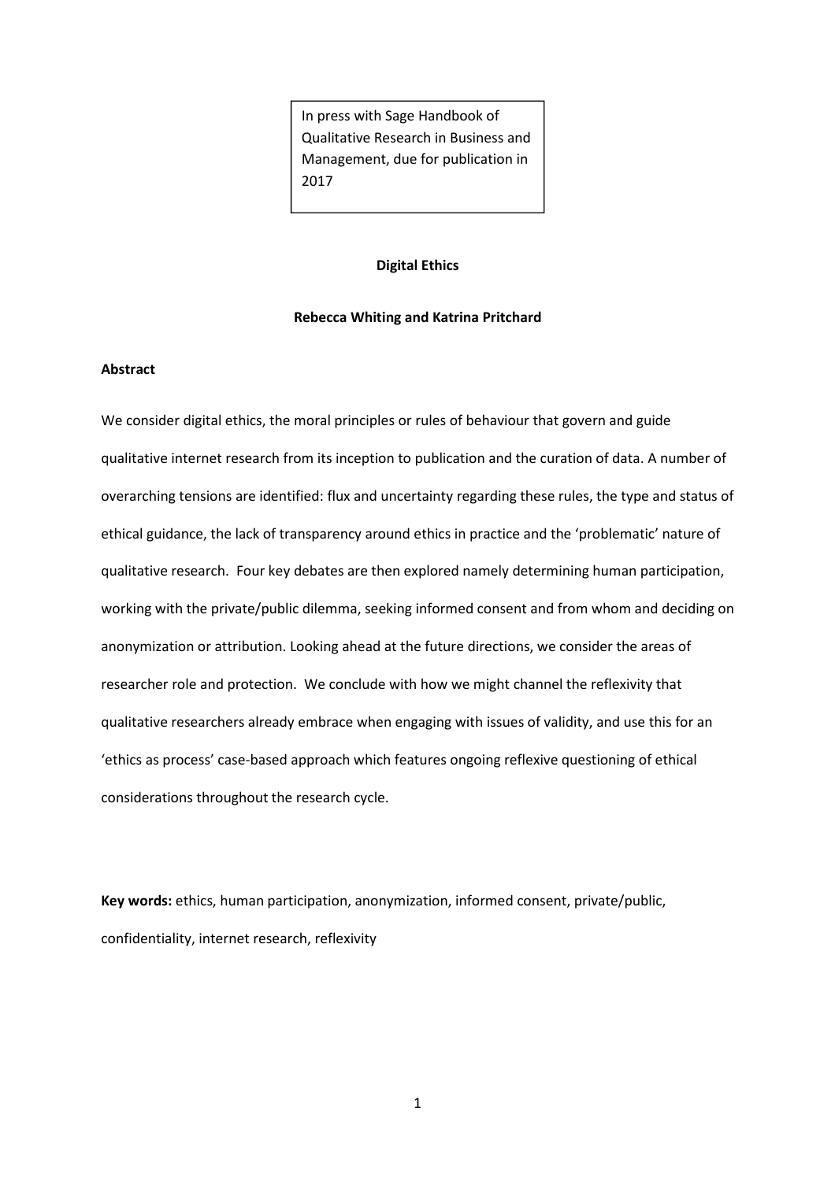In press with Sage Handbook of Qualitative Research in Business and Management, due for publication in 2017

**Digital Ethics**

**Rebecca Whiting and Katrina Pritchard**

**Abstract**

We consider digital ethics, the moral principles or rules of behaviour that govern and guide qualitative internet research from its inception to publication and the curation of data. A number of overarching tensions are identified: flux and uncertainty regarding these rules, the type and status of ethical guidance, the lack of transparency around ethics in practice and the 'problematic' nature of qualitative research. Four key debates are then explored namely determining human participation, working with the private/public dilemma, seeking informed consent and from whom and deciding on anonymization or attribution. Looking ahead at the future directions, we consider the areas of researcher role and protection. We conclude with how we might channel the reflexivity that qualitative researchers already embrace when engaging with issues of validity, and use this for an 'ethics as process' case-based approach which features ongoing reflexive questioning of ethical considerations throughout the research cycle.

**Key words:** ethics, human participation, anonymization, informed consent, private/public, confidentiality, internet research, reflexivity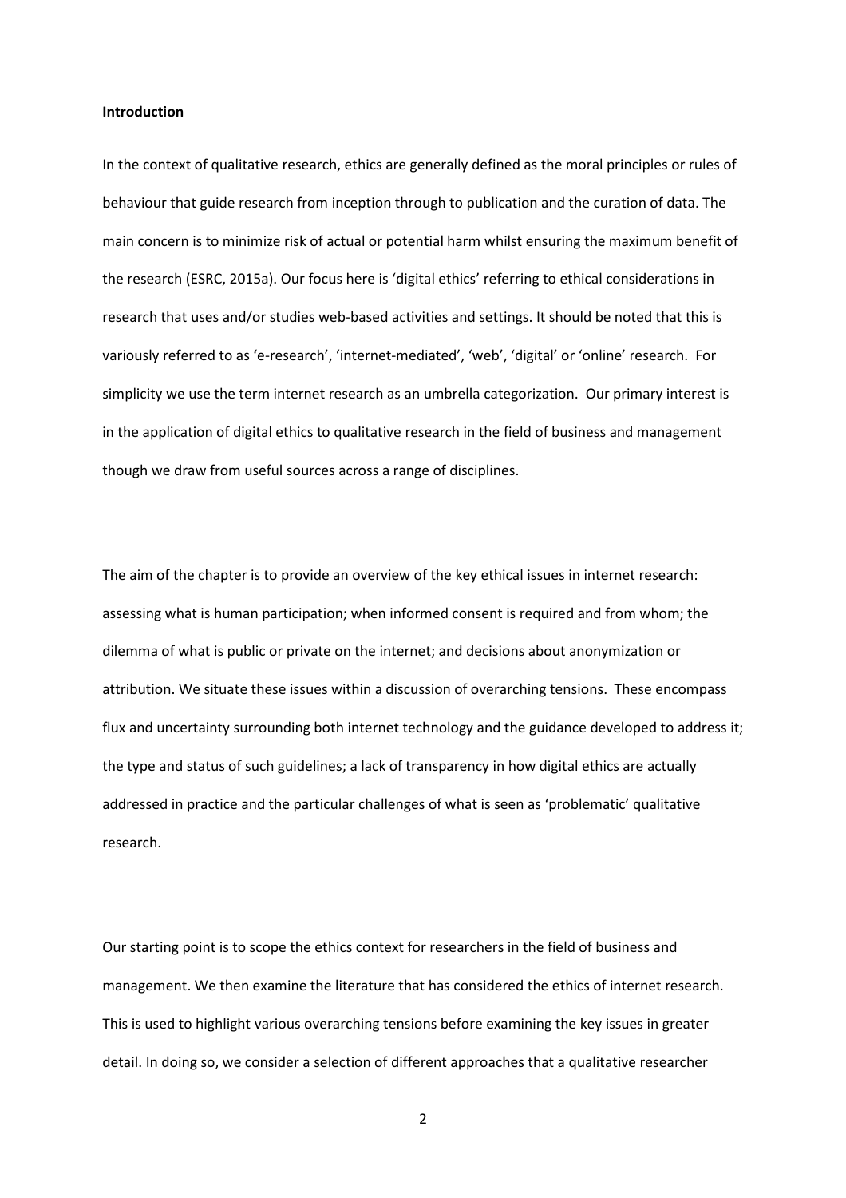**Introduction**

In the context of qualitative research, ethics are generally defined as the moral principles or rules of behaviour that guide research from inception through to publication and the curation of data. The main concern is to minimize risk of actual or potential harm whilst ensuring the maximum benefit of the research (ESRC, 2015a). Our focus here is 'digital ethics' referring to ethical considerations in research that uses and/or studies web-based activities and settings. It should be noted that this is variously referred to as 'e-research', 'internet-mediated', 'web', 'digital' or 'online' research. For simplicity we use the term internet research as an umbrella categorization. Our primary interest is in the application of digital ethics to qualitative research in the field of business and management though we draw from useful sources across a range of disciplines.

The aim of the chapter is to provide an overview of the key ethical issues in internet research: assessing what is human participation; when informed consent is required and from whom; the dilemma of what is public or private on the internet; and decisions about anonymization or attribution. We situate these issues within a discussion of overarching tensions. These encompass flux and uncertainty surrounding both internet technology and the guidance developed to address it; the type and status of such guidelines; a lack of transparency in how digital ethics are actually addressed in practice and the particular challenges of what is seen as 'problematic' qualitative research.

Our starting point is to scope the ethics context for researchers in the field of business and management. We then examine the literature that has considered the ethics of internet research. This is used to highlight various overarching tensions before examining the key issues in greater detail. In doing so, we consider a selection of different approaches that a qualitative researcher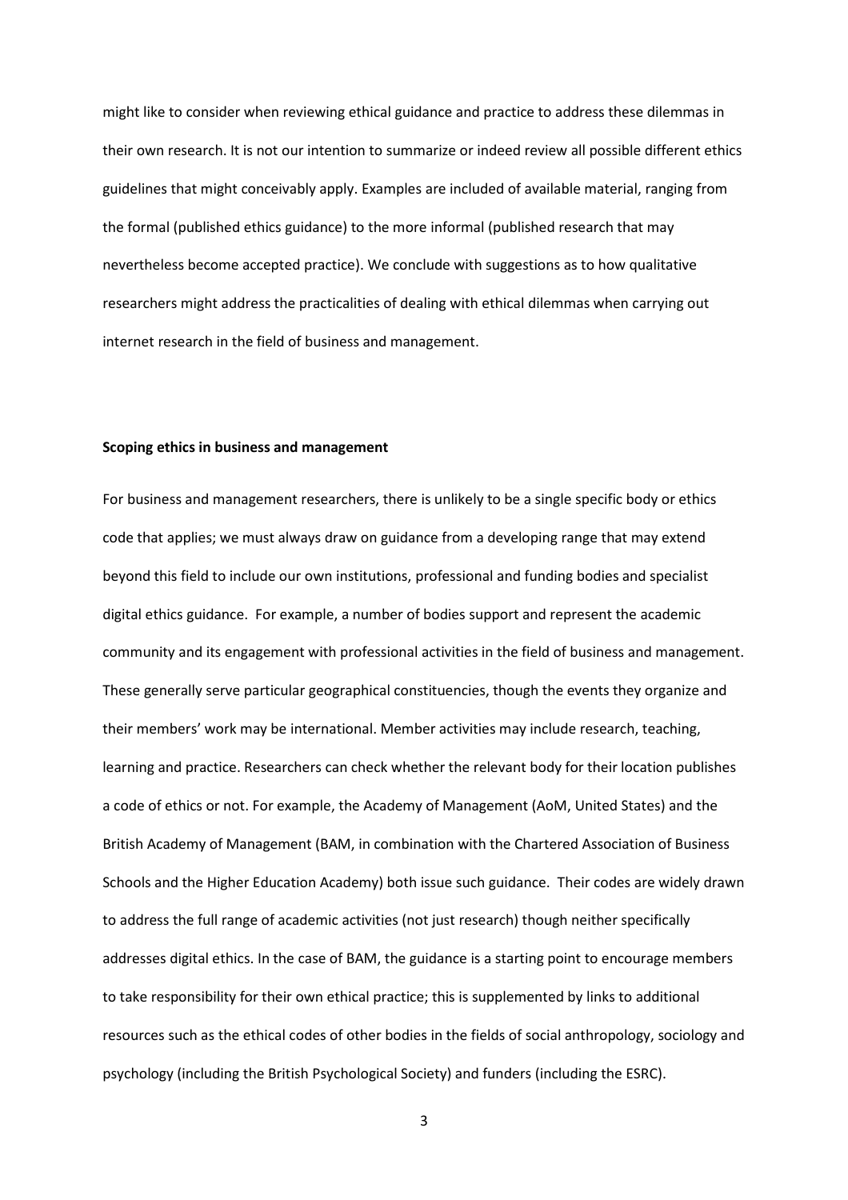might like to consider when reviewing ethical guidance and practice to address these dilemmas in their own research. It is not our intention to summarize or indeed review all possible different ethics guidelines that might conceivably apply. Examples are included of available material, ranging from the formal (published ethics guidance) to the more informal (published research that may nevertheless become accepted practice). We conclude with suggestions as to how qualitative researchers might address the practicalities of dealing with ethical dilemmas when carrying out internet research in the field of business and management.

**Scoping ethics in business and management**

For business and management researchers, there is unlikely to be a single specific body or ethics code that applies; we must always draw on guidance from a developing range that may extend beyond this field to include our own institutions, professional and funding bodies and specialist digital ethics guidance. For example, a number of bodies support and represent the academic community and its engagement with professional activities in the field of business and management. These generally serve particular geographical constituencies, though the events they organize and their members' work may be international. Member activities may include research, teaching, learning and practice. Researchers can check whether the relevant body for their location publishes a code of ethics or not. For example, the Academy of Management (AoM, United States) and the British Academy of Management (BAM, in combination with the Chartered Association of Business Schools and the Higher Education Academy) both issue such guidance. Their codes are widely drawn to address the full range of academic activities (not just research) though neither specifically addresses digital ethics. In the case of BAM, the guidance is a starting point to encourage members to take responsibility for their own ethical practice; this is supplemented by links to additional resources such as the ethical codes of other bodies in the fields of social anthropology, sociology and psychology (including the British Psychological Society) and funders (including the ESRC).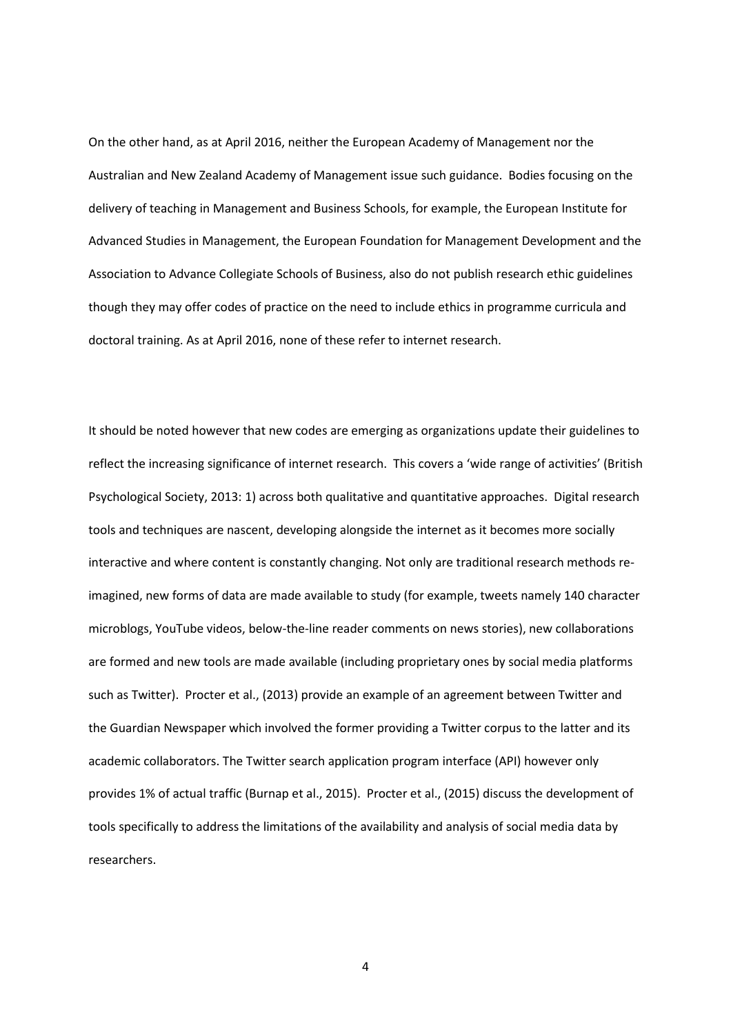On the other hand, as at April 2016, neither the European Academy of Management nor the Australian and New Zealand Academy of Management issue such guidance. Bodies focusing on the delivery of teaching in Management and Business Schools, for example, the European Institute for Advanced Studies in Management, the European Foundation for Management Development and the Association to Advance Collegiate Schools of Business, also do not publish research ethic guidelines though they may offer codes of practice on the need to include ethics in programme curricula and doctoral training. As at April 2016, none of these refer to internet research.

It should be noted however that new codes are emerging as organizations update their guidelines to reflect the increasing significance of internet research. This covers a 'wide range of activities' (British Psychological Society, 2013: 1) across both qualitative and quantitative approaches. Digital research tools and techniques are nascent, developing alongside the internet as it becomes more socially interactive and where content is constantly changing. Not only are traditional research methods re-imagined, new forms of data are made available to study (for example, tweets namely 140 character microblogs, YouTube videos, below-the-line reader comments on news stories), new collaborations are formed and new tools are made available (including proprietary ones by social media platforms such as Twitter). Procter et al., (2013) provide an example of an agreement between Twitter and the Guardian Newspaper which involved the former providing a Twitter corpus to the latter and its academic collaborators. The Twitter search application program interface (API) however only provides 1% of actual traffic (Burnap et al., 2015). Procter et al., (2015) discuss the development of tools specifically to address the limitations of the availability and analysis of social media data by researchers.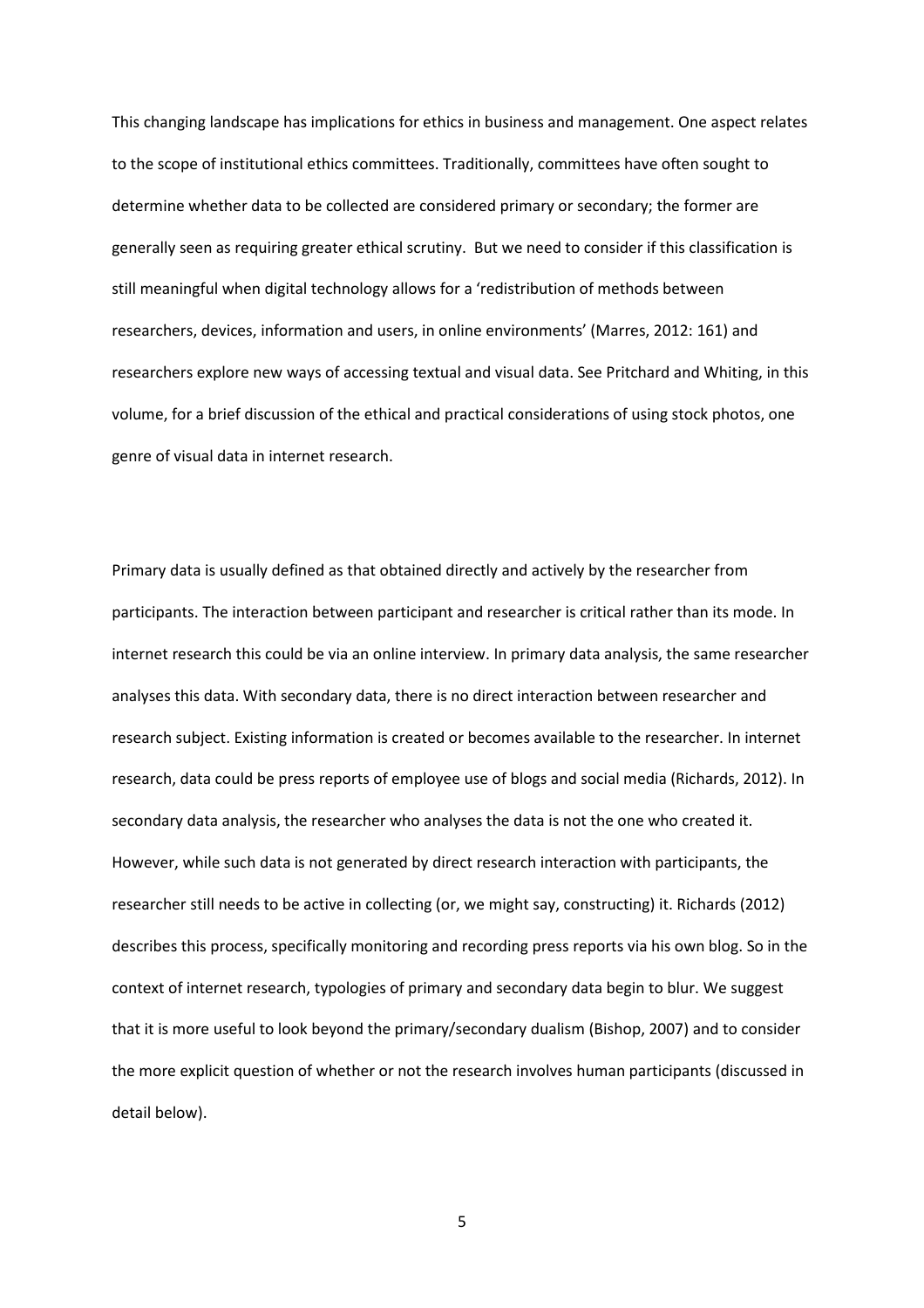This changing landscape has implications for ethics in business and management. One aspect relates to the scope of institutional ethics committees. Traditionally, committees have often sought to determine whether data to be collected are considered primary or secondary; the former are generally seen as requiring greater ethical scrutiny. But we need to consider if this classification is still meaningful when digital technology allows for a 'redistribution of methods between researchers, devices, information and users, in online environments' (Marres, 2012: 161) and researchers explore new ways of accessing textual and visual data. See Pritchard and Whiting, in this volume, for a brief discussion of the ethical and practical considerations of using stock photos, one genre of visual data in internet research.

Primary data is usually defined as that obtained directly and actively by the researcher from participants. The interaction between participant and researcher is critical rather than its mode. In internet research this could be via an online interview. In primary data analysis, the same researcher analyses this data. With secondary data, there is no direct interaction between researcher and research subject. Existing information is created or becomes available to the researcher. In internet research, data could be press reports of employee use of blogs and social media (Richards, 2012). In secondary data analysis, the researcher who analyses the data is not the one who created it. However, while such data is not generated by direct research interaction with participants, the researcher still needs to be active in collecting (or, we might say, constructing) it. Richards (2012) describes this process, specifically monitoring and recording press reports via his own blog. So in the context of internet research, typologies of primary and secondary data begin to blur. We suggest that it is more useful to look beyond the primary/secondary dualism (Bishop, 2007) and to consider the more explicit question of whether or not the research involves human participants (discussed in detail below).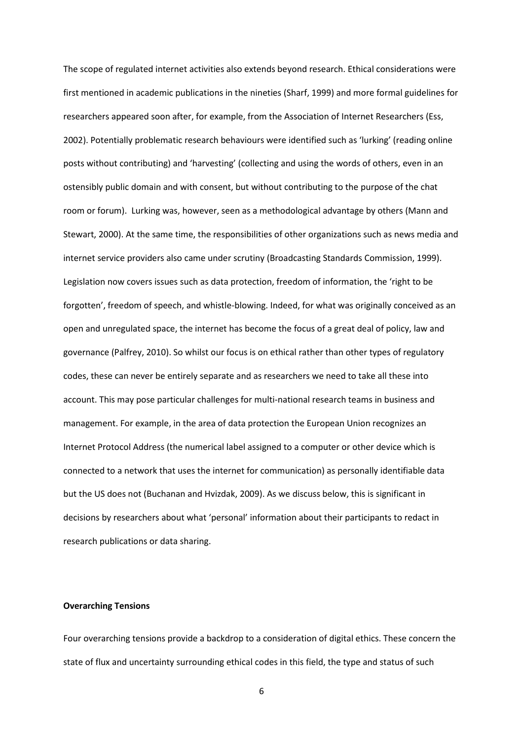The scope of regulated internet activities also extends beyond research. Ethical considerations were first mentioned in academic publications in the nineties (Sharf, 1999) and more formal guidelines for researchers appeared soon after, for example, from the Association of Internet Researchers (Ess, 2002). Potentially problematic research behaviours were identified such as 'lurking' (reading online posts without contributing) and 'harvesting' (collecting and using the words of others, even in an ostensibly public domain and with consent, but without contributing to the purpose of the chat room or forum). Lurking was, however, seen as a methodological advantage by others (Mann and Stewart, 2000). At the same time, the responsibilities of other organizations such as news media and internet service providers also came under scrutiny (Broadcasting Standards Commission, 1999). Legislation now covers issues such as data protection, freedom of information, the 'right to be forgotten', freedom of speech, and whistle-blowing. Indeed, for what was originally conceived as an open and unregulated space, the internet has become the focus of a great deal of policy, law and governance (Palfrey, 2010). So whilst our focus is on ethical rather than other types of regulatory codes, these can never be entirely separate and as researchers we need to take all these into account. This may pose particular challenges for multi-national research teams in business and management. For example, in the area of data protection the European Union recognizes an Internet Protocol Address (the numerical label assigned to a computer or other device which is connected to a network that uses the internet for communication) as personally identifiable data but the US does not (Buchanan and Hvizdak, 2009). As we discuss below, this is significant in decisions by researchers about what 'personal' information about their participants to redact in research publications or data sharing.

**Overarching Tensions**

Four overarching tensions provide a backdrop to a consideration of digital ethics. These concern the state of flux and uncertainty surrounding ethical codes in this field, the type and status of such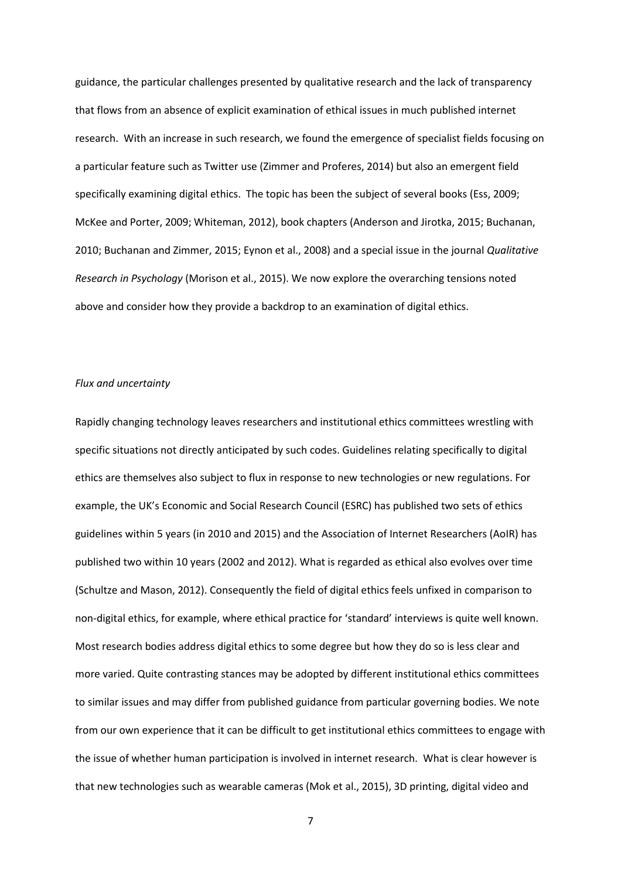guidance, the particular challenges presented by qualitative research and the lack of transparency that flows from an absence of explicit examination of ethical issues in much published internet research. With an increase in such research, we found the emergence of specialist fields focusing on a particular feature such as Twitter use (Zimmer and Proferes, 2014) but also an emergent field specifically examining digital ethics. The topic has been the subject of several books (Ess, 2009; McKee and Porter, 2009; Whiteman, 2012), book chapters (Anderson and Jirotka, 2015; Buchanan, 2010; Buchanan and Zimmer, 2015; Eynon et al., 2008) and a special issue in the journal *Qualitative Research in Psychology* (Morison et al., 2015). We now explore the overarching tensions noted above and consider how they provide a backdrop to an examination of digital ethics.

*Flux and uncertainty*

Rapidly changing technology leaves researchers and institutional ethics committees wrestling with specific situations not directly anticipated by such codes. Guidelines relating specifically to digital ethics are themselves also subject to flux in response to new technologies or new regulations. For example, the UK's Economic and Social Research Council (ESRC) has published two sets of ethics guidelines within 5 years (in 2010 and 2015) and the Association of Internet Researchers (AoIR) has published two within 10 years (2002 and 2012). What is regarded as ethical also evolves over time (Schultze and Mason, 2012). Consequently the field of digital ethics feels unfixed in comparison to non-digital ethics, for example, where ethical practice for 'standard' interviews is quite well known. Most research bodies address digital ethics to some degree but how they do so is less clear and more varied. Quite contrasting stances may be adopted by different institutional ethics committees to similar issues and may differ from published guidance from particular governing bodies. We note from our own experience that it can be difficult to get institutional ethics committees to engage with the issue of whether human participation is involved in internet research. What is clear however is that new technologies such as wearable cameras (Mok et al., 2015), 3D printing, digital video and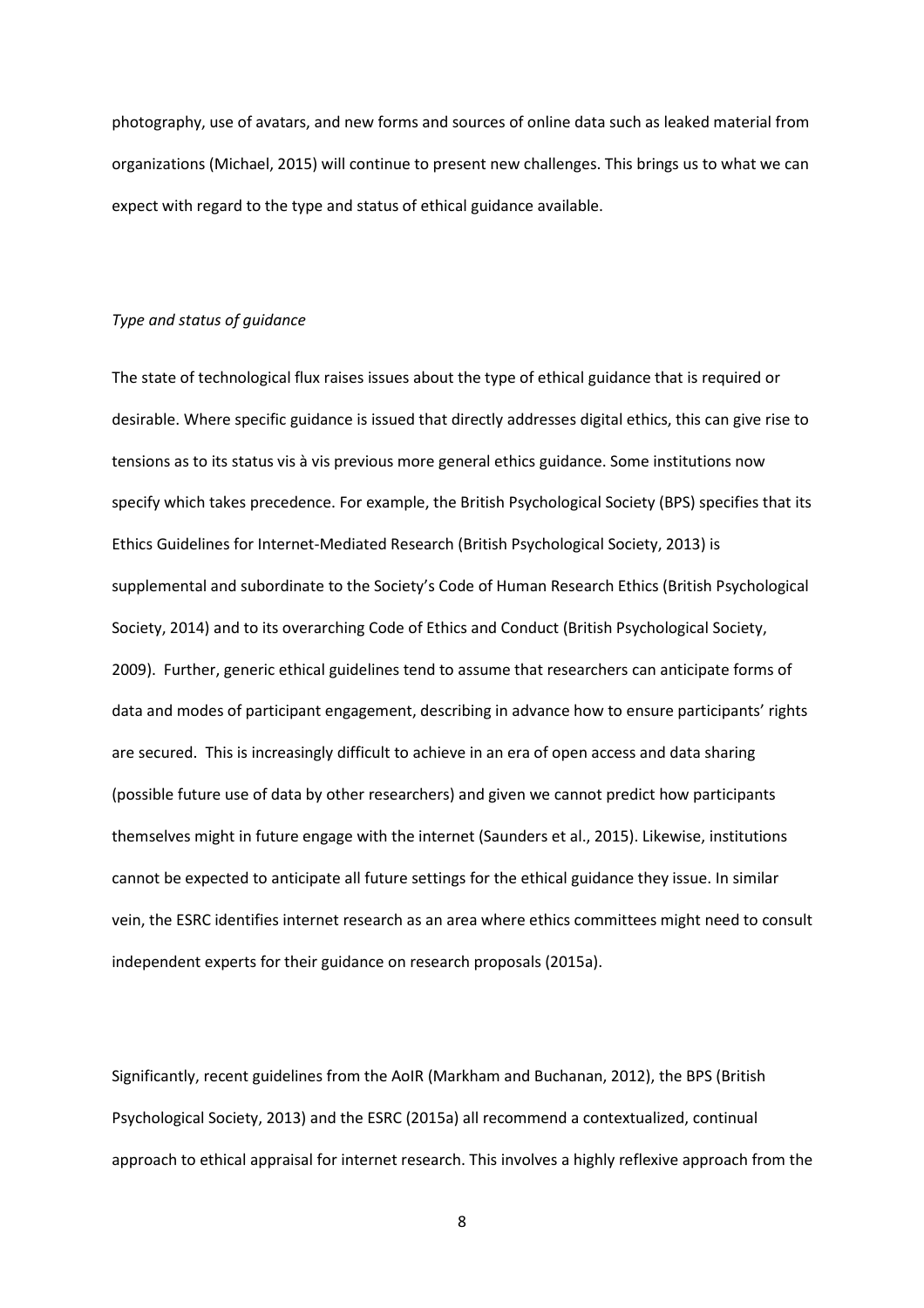photography, use of avatars, and new forms and sources of online data such as leaked material from organizations (Michael, 2015) will continue to present new challenges. This brings us to what we can expect with regard to the type and status of ethical guidance available.

*Type and status of guidance*

The state of technological flux raises issues about the type of ethical guidance that is required or desirable. Where specific guidance is issued that directly addresses digital ethics, this can give rise to tensions as to its status vis à vis previous more general ethics guidance. Some institutions now specify which takes precedence. For example, the British Psychological Society (BPS) specifies that its Ethics Guidelines for Internet-Mediated Research (British Psychological Society, 2013) is supplemental and subordinate to the Society's Code of Human Research Ethics (British Psychological Society, 2014) and to its overarching Code of Ethics and Conduct (British Psychological Society, 2009). Further, generic ethical guidelines tend to assume that researchers can anticipate forms of data and modes of participant engagement, describing in advance how to ensure participants' rights are secured. This is increasingly difficult to achieve in an era of open access and data sharing (possible future use of data by other researchers) and given we cannot predict how participants themselves might in future engage with the internet (Saunders et al., 2015). Likewise, institutions cannot be expected to anticipate all future settings for the ethical guidance they issue. In similar vein, the ESRC identifies internet research as an area where ethics committees might need to consult independent experts for their guidance on research proposals (2015a).

Significantly, recent guidelines from the AoIR (Markham and Buchanan, 2012), the BPS (British Psychological Society, 2013) and the ESRC (2015a) all recommend a contextualized, continual approach to ethical appraisal for internet research. This involves a highly reflexive approach from the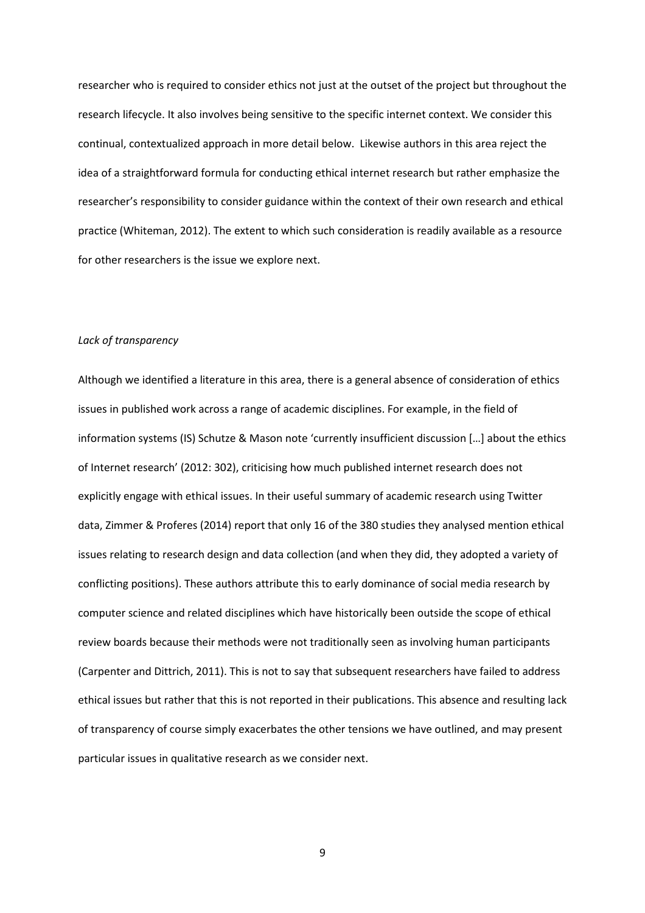researcher who is required to consider ethics not just at the outset of the project but throughout the research lifecycle. It also involves being sensitive to the specific internet context. We consider this continual, contextualized approach in more detail below. Likewise authors in this area reject the idea of a straightforward formula for conducting ethical internet research but rather emphasize the researcher's responsibility to consider guidance within the context of their own research and ethical practice (Whiteman, 2012). The extent to which such consideration is readily available as a resource for other researchers is the issue we explore next.

*Lack of transparency*

Although we identified a literature in this area, there is a general absence of consideration of ethics issues in published work across a range of academic disciplines. For example, in the field of information systems (IS) Schutze & Mason note 'currently insufficient discussion […] about the ethics of Internet research' (2012: 302), criticising how much published internet research does not explicitly engage with ethical issues. In their useful summary of academic research using Twitter data, Zimmer & Proferes (2014) report that only 16 of the 380 studies they analysed mention ethical issues relating to research design and data collection (and when they did, they adopted a variety of conflicting positions). These authors attribute this to early dominance of social media research by computer science and related disciplines which have historically been outside the scope of ethical review boards because their methods were not traditionally seen as involving human participants (Carpenter and Dittrich, 2011). This is not to say that subsequent researchers have failed to address ethical issues but rather that this is not reported in their publications. This absence and resulting lack of transparency of course simply exacerbates the other tensions we have outlined, and may present particular issues in qualitative research as we consider next.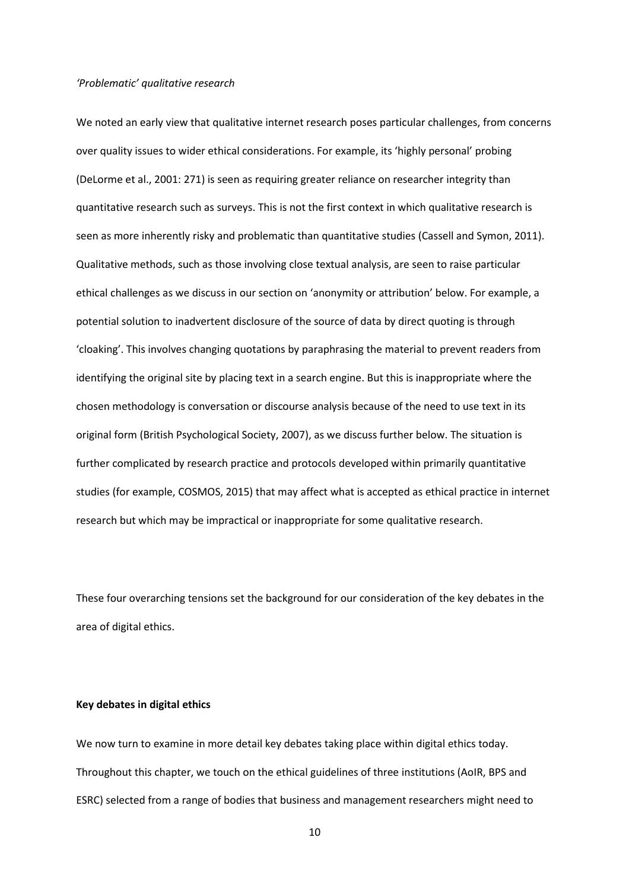*'Problematic' qualitative research*

We noted an early view that qualitative internet research poses particular challenges, from concerns over quality issues to wider ethical considerations. For example, its 'highly personal' probing (DeLorme et al., 2001: 271) is seen as requiring greater reliance on researcher integrity than quantitative research such as surveys. This is not the first context in which qualitative research is seen as more inherently risky and problematic than quantitative studies (Cassell and Symon, 2011). Qualitative methods, such as those involving close textual analysis, are seen to raise particular ethical challenges as we discuss in our section on 'anonymity or attribution' below. For example, a potential solution to inadvertent disclosure of the source of data by direct quoting is through 'cloaking'. This involves changing quotations by paraphrasing the material to prevent readers from identifying the original site by placing text in a search engine. But this is inappropriate where the chosen methodology is conversation or discourse analysis because of the need to use text in its original form (British Psychological Society, 2007), as we discuss further below. The situation is further complicated by research practice and protocols developed within primarily quantitative studies (for example, COSMOS, 2015) that may affect what is accepted as ethical practice in internet research but which may be impractical or inappropriate for some qualitative research.

These four overarching tensions set the background for our consideration of the key debates in the area of digital ethics.

**Key debates in digital ethics**

We now turn to examine in more detail key debates taking place within digital ethics today. Throughout this chapter, we touch on the ethical guidelines of three institutions (AoIR, BPS and ESRC) selected from a range of bodies that business and management researchers might need to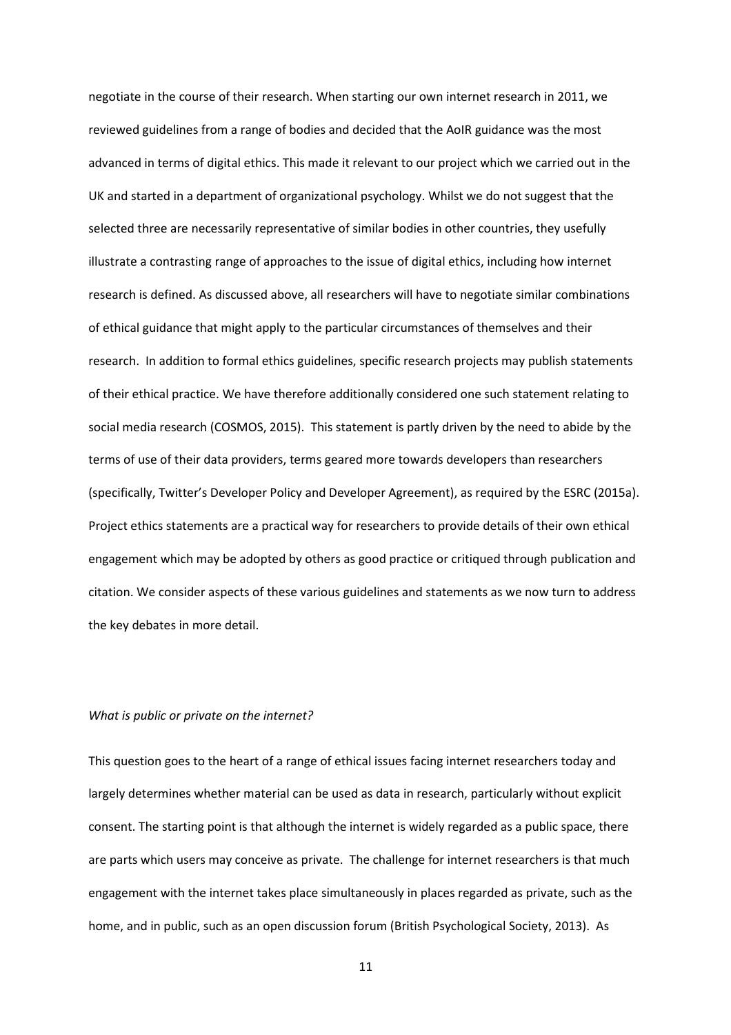negotiate in the course of their research. When starting our own internet research in 2011, we reviewed guidelines from a range of bodies and decided that the AoIR guidance was the most advanced in terms of digital ethics. This made it relevant to our project which we carried out in the UK and started in a department of organizational psychology. Whilst we do not suggest that the selected three are necessarily representative of similar bodies in other countries, they usefully illustrate a contrasting range of approaches to the issue of digital ethics, including how internet research is defined. As discussed above, all researchers will have to negotiate similar combinations of ethical guidance that might apply to the particular circumstances of themselves and their research. In addition to formal ethics guidelines, specific research projects may publish statements of their ethical practice. We have therefore additionally considered one such statement relating to social media research (COSMOS, 2015). This statement is partly driven by the need to abide by the terms of use of their data providers, terms geared more towards developers than researchers (specifically, Twitter's Developer Policy and Developer Agreement), as required by the ESRC (2015a). Project ethics statements are a practical way for researchers to provide details of their own ethical engagement which may be adopted by others as good practice or critiqued through publication and citation. We consider aspects of these various guidelines and statements as we now turn to address the key debates in more detail.

*What is public or private on the internet?*

This question goes to the heart of a range of ethical issues facing internet researchers today and largely determines whether material can be used as data in research, particularly without explicit consent. The starting point is that although the internet is widely regarded as a public space, there are parts which users may conceive as private. The challenge for internet researchers is that much engagement with the internet takes place simultaneously in places regarded as private, such as the home, and in public, such as an open discussion forum (British Psychological Society, 2013). As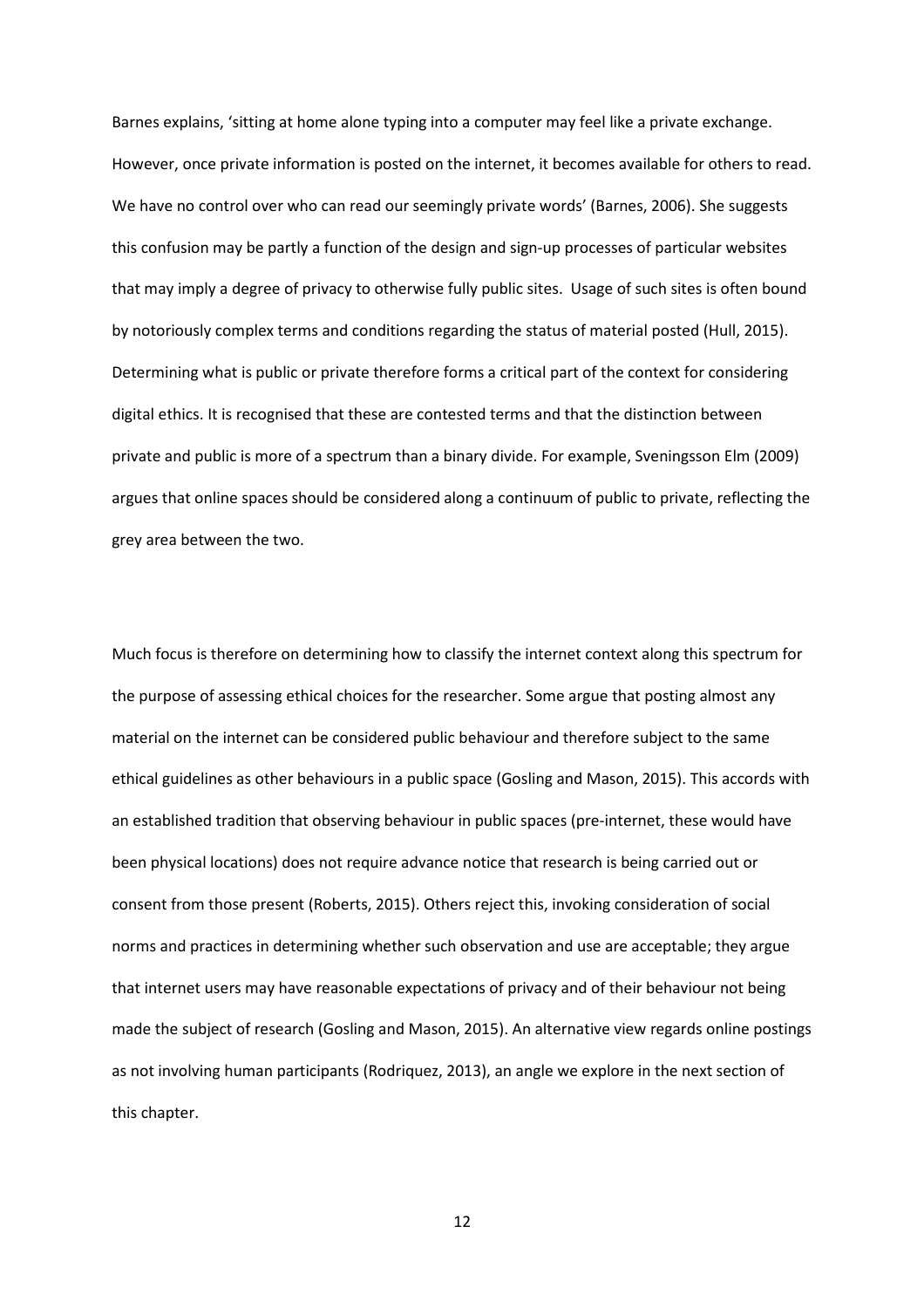Barnes explains, 'sitting at home alone typing into a computer may feel like a private exchange. However, once private information is posted on the internet, it becomes available for others to read. We have no control over who can read our seemingly private words' (Barnes, 2006). She suggests this confusion may be partly a function of the design and sign-up processes of particular websites that may imply a degree of privacy to otherwise fully public sites. Usage of such sites is often bound by notoriously complex terms and conditions regarding the status of material posted (Hull, 2015). Determining what is public or private therefore forms a critical part of the context for considering digital ethics. It is recognised that these are contested terms and that the distinction between private and public is more of a spectrum than a binary divide. For example, Sveningsson Elm (2009) argues that online spaces should be considered along a continuum of public to private, reflecting the grey area between the two.

Much focus is therefore on determining how to classify the internet context along this spectrum for the purpose of assessing ethical choices for the researcher. Some argue that posting almost any material on the internet can be considered public behaviour and therefore subject to the same ethical guidelines as other behaviours in a public space (Gosling and Mason, 2015). This accords with an established tradition that observing behaviour in public spaces (pre-internet, these would have been physical locations) does not require advance notice that research is being carried out or consent from those present (Roberts, 2015). Others reject this, invoking consideration of social norms and practices in determining whether such observation and use are acceptable; they argue that internet users may have reasonable expectations of privacy and of their behaviour not being made the subject of research (Gosling and Mason, 2015). An alternative view regards online postings as not involving human participants (Rodriquez, 2013), an angle we explore in the next section of this chapter.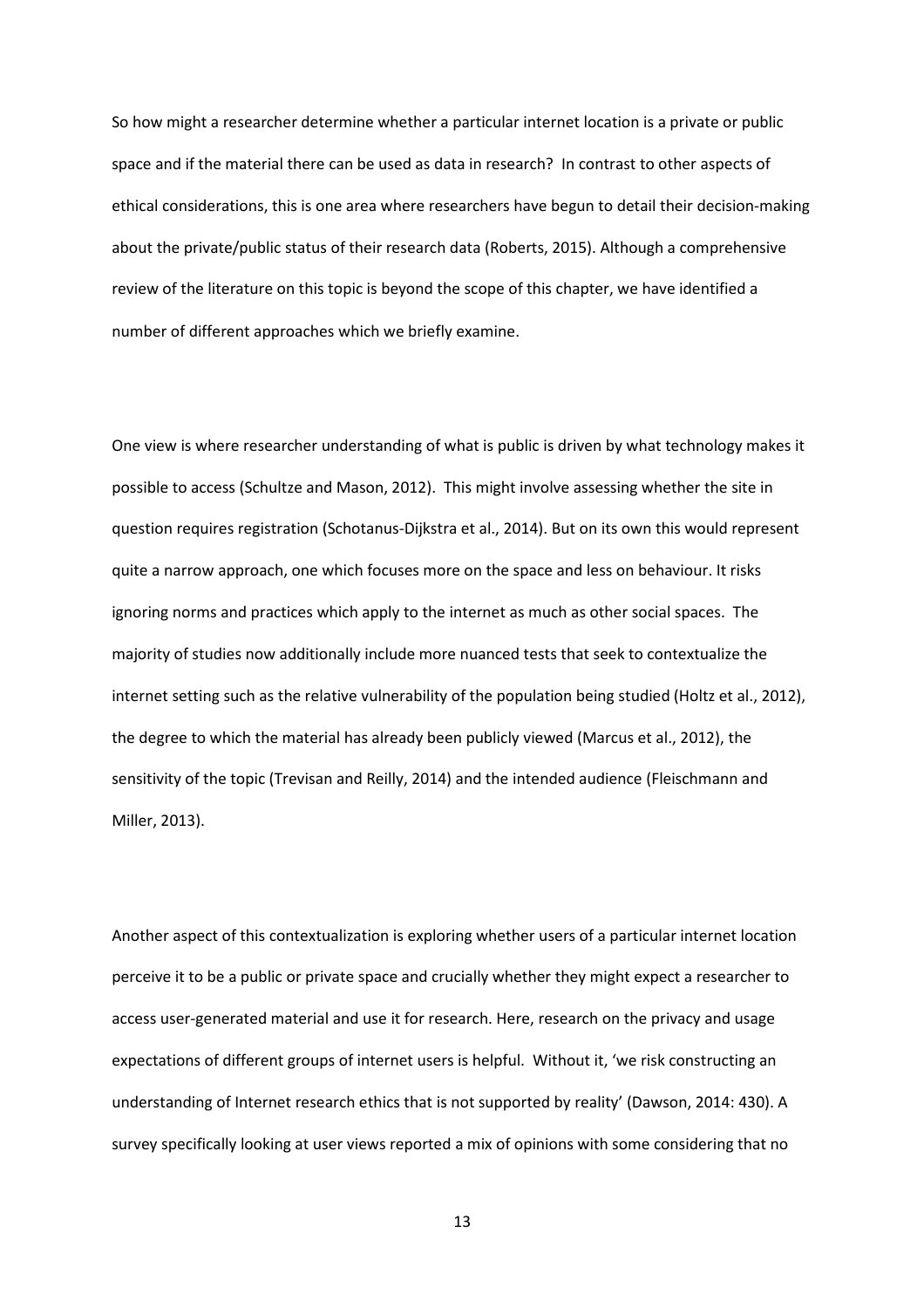So how might a researcher determine whether a particular internet location is a private or public space and if the material there can be used as data in research? In contrast to other aspects of ethical considerations, this is one area where researchers have begun to detail their decision-making about the private/public status of their research data (Roberts, 2015). Although a comprehensive review of the literature on this topic is beyond the scope of this chapter, we have identified a number of different approaches which we briefly examine.

One view is where researcher understanding of what is public is driven by what technology makes it possible to access (Schultze and Mason, 2012). This might involve assessing whether the site in question requires registration (Schotanus-Dijkstra et al., 2014). But on its own this would represent quite a narrow approach, one which focuses more on the space and less on behaviour. It risks ignoring norms and practices which apply to the internet as much as other social spaces. The majority of studies now additionally include more nuanced tests that seek to contextualize the internet setting such as the relative vulnerability of the population being studied (Holtz et al., 2012), the degree to which the material has already been publicly viewed (Marcus et al., 2012), the sensitivity of the topic (Trevisan and Reilly, 2014) and the intended audience (Fleischmann and Miller, 2013).

Another aspect of this contextualization is exploring whether users of a particular internet location perceive it to be a public or private space and crucially whether they might expect a researcher to access user-generated material and use it for research. Here, research on the privacy and usage expectations of different groups of internet users is helpful. Without it, 'we risk constructing an understanding of Internet research ethics that is not supported by reality' (Dawson, 2014: 430). A survey specifically looking at user views reported a mix of opinions with some considering that no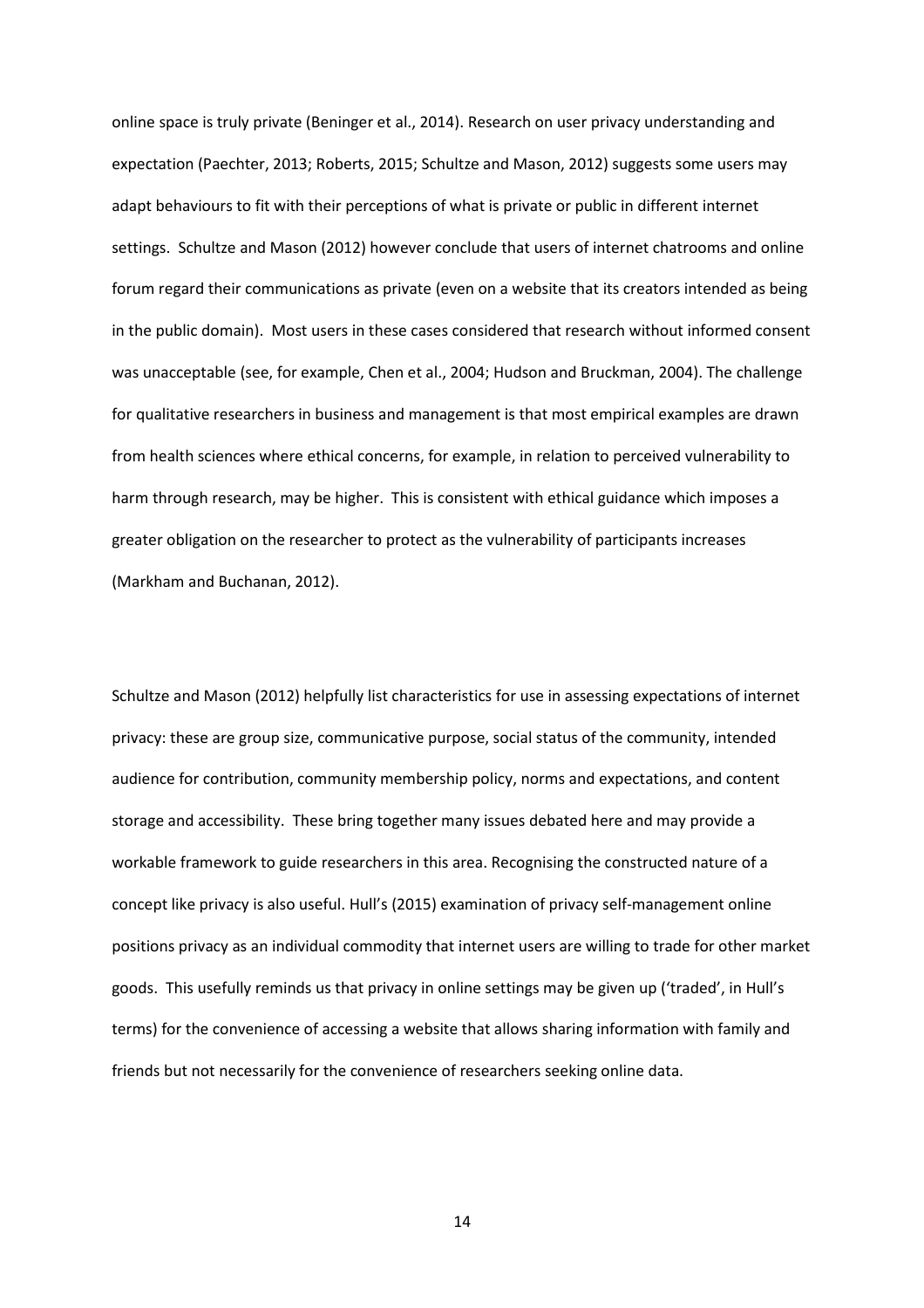online space is truly private (Beninger et al., 2014). Research on user privacy understanding and expectation (Paechter, 2013; Roberts, 2015; Schultze and Mason, 2012) suggests some users may adapt behaviours to fit with their perceptions of what is private or public in different internet settings. Schultze and Mason (2012) however conclude that users of internet chatrooms and online forum regard their communications as private (even on a website that its creators intended as being in the public domain). Most users in these cases considered that research without informed consent was unacceptable (see, for example, Chen et al., 2004; Hudson and Bruckman, 2004). The challenge for qualitative researchers in business and management is that most empirical examples are drawn from health sciences where ethical concerns, for example, in relation to perceived vulnerability to harm through research, may be higher. This is consistent with ethical guidance which imposes a greater obligation on the researcher to protect as the vulnerability of participants increases (Markham and Buchanan, 2012).

Schultze and Mason (2012) helpfully list characteristics for use in assessing expectations of internet privacy: these are group size, communicative purpose, social status of the community, intended audience for contribution, community membership policy, norms and expectations, and content storage and accessibility. These bring together many issues debated here and may provide a workable framework to guide researchers in this area. Recognising the constructed nature of a concept like privacy is also useful. Hull's (2015) examination of privacy self-management online positions privacy as an individual commodity that internet users are willing to trade for other market goods. This usefully reminds us that privacy in online settings may be given up ('traded', in Hull's terms) for the convenience of accessing a website that allows sharing information with family and friends but not necessarily for the convenience of researchers seeking online data.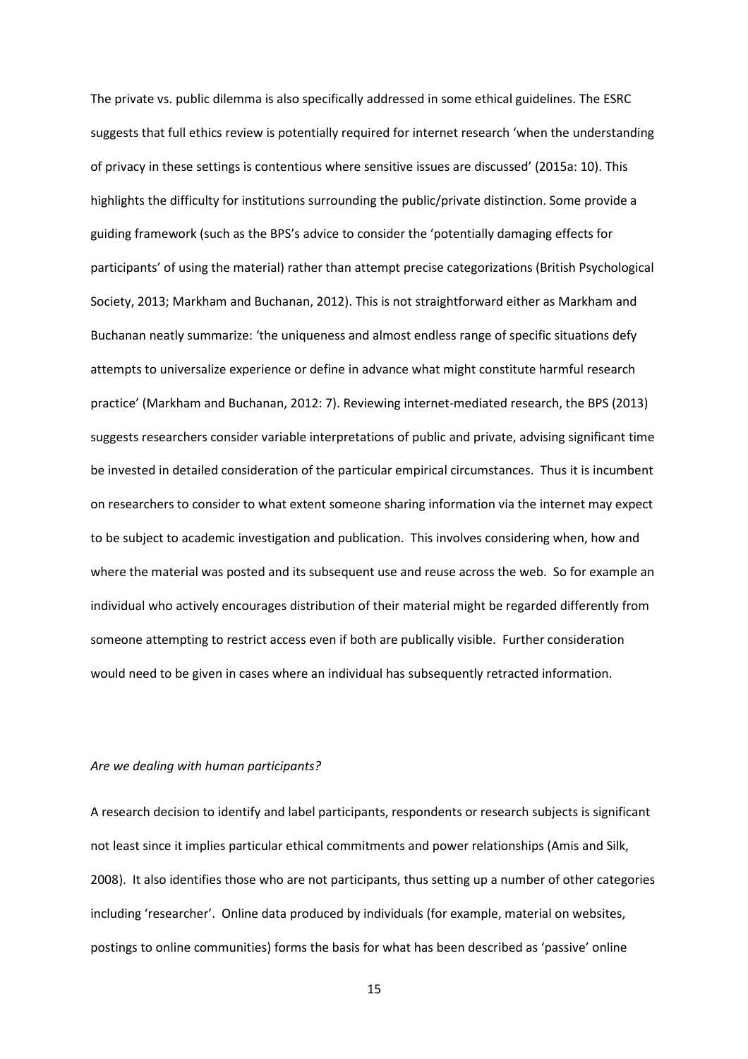The private vs. public dilemma is also specifically addressed in some ethical guidelines. The ESRC suggests that full ethics review is potentially required for internet research 'when the understanding of privacy in these settings is contentious where sensitive issues are discussed' (2015a: 10). This highlights the difficulty for institutions surrounding the public/private distinction. Some provide a guiding framework (such as the BPS's advice to consider the 'potentially damaging effects for participants' of using the material) rather than attempt precise categorizations (British Psychological Society, 2013; Markham and Buchanan, 2012). This is not straightforward either as Markham and Buchanan neatly summarize: 'the uniqueness and almost endless range of specific situations defy attempts to universalize experience or define in advance what might constitute harmful research practice' (Markham and Buchanan, 2012: 7). Reviewing internet-mediated research, the BPS (2013) suggests researchers consider variable interpretations of public and private, advising significant time be invested in detailed consideration of the particular empirical circumstances. Thus it is incumbent on researchers to consider to what extent someone sharing information via the internet may expect to be subject to academic investigation and publication. This involves considering when, how and where the material was posted and its subsequent use and reuse across the web. So for example an individual who actively encourages distribution of their material might be regarded differently from someone attempting to restrict access even if both are publically visible. Further consideration would need to be given in cases where an individual has subsequently retracted information.

*Are we dealing with human participants?*

A research decision to identify and label participants, respondents or research subjects is significant not least since it implies particular ethical commitments and power relationships (Amis and Silk, 2008). It also identifies those who are not participants, thus setting up a number of other categories including 'researcher'. Online data produced by individuals (for example, material on websites, postings to online communities) forms the basis for what has been described as 'passive' online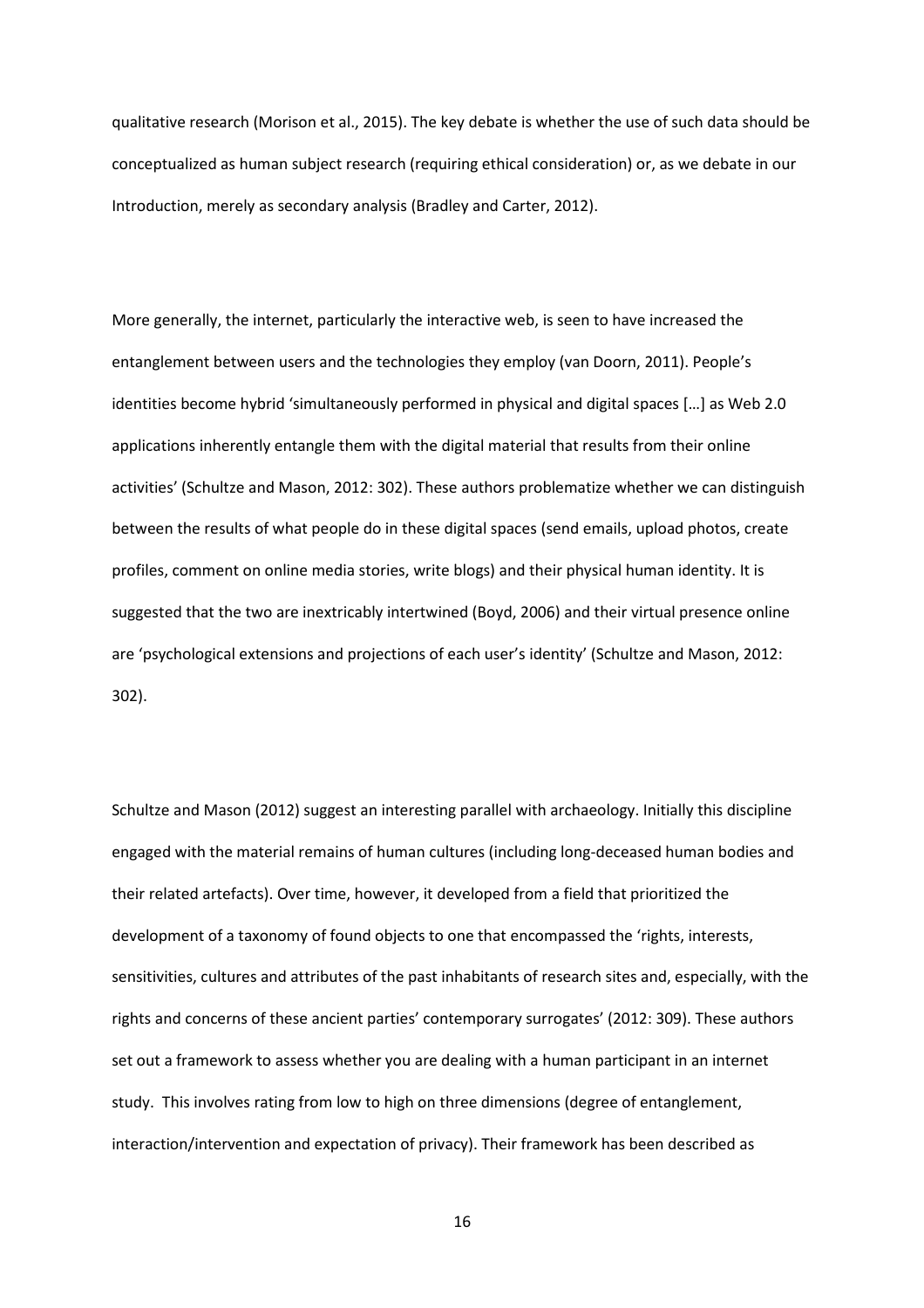qualitative research (Morison et al., 2015). The key debate is whether the use of such data should be conceptualized as human subject research (requiring ethical consideration) or, as we debate in our Introduction, merely as secondary analysis (Bradley and Carter, 2012).

More generally, the internet, particularly the interactive web, is seen to have increased the entanglement between users and the technologies they employ (van Doorn, 2011). People's identities become hybrid 'simultaneously performed in physical and digital spaces […] as Web 2.0 applications inherently entangle them with the digital material that results from their online activities' (Schultze and Mason, 2012: 302). These authors problematize whether we can distinguish between the results of what people do in these digital spaces (send emails, upload photos, create profiles, comment on online media stories, write blogs) and their physical human identity. It is suggested that the two are inextricably intertwined (Boyd, 2006) and their virtual presence online are 'psychological extensions and projections of each user's identity' (Schultze and Mason, 2012: 302).

Schultze and Mason (2012) suggest an interesting parallel with archaeology. Initially this discipline engaged with the material remains of human cultures (including long-deceased human bodies and their related artefacts). Over time, however, it developed from a field that prioritized the development of a taxonomy of found objects to one that encompassed the 'rights, interests, sensitivities, cultures and attributes of the past inhabitants of research sites and, especially, with the rights and concerns of these ancient parties' contemporary surrogates' (2012: 309). These authors set out a framework to assess whether you are dealing with a human participant in an internet study. This involves rating from low to high on three dimensions (degree of entanglement, interaction/intervention and expectation of privacy). Their framework has been described as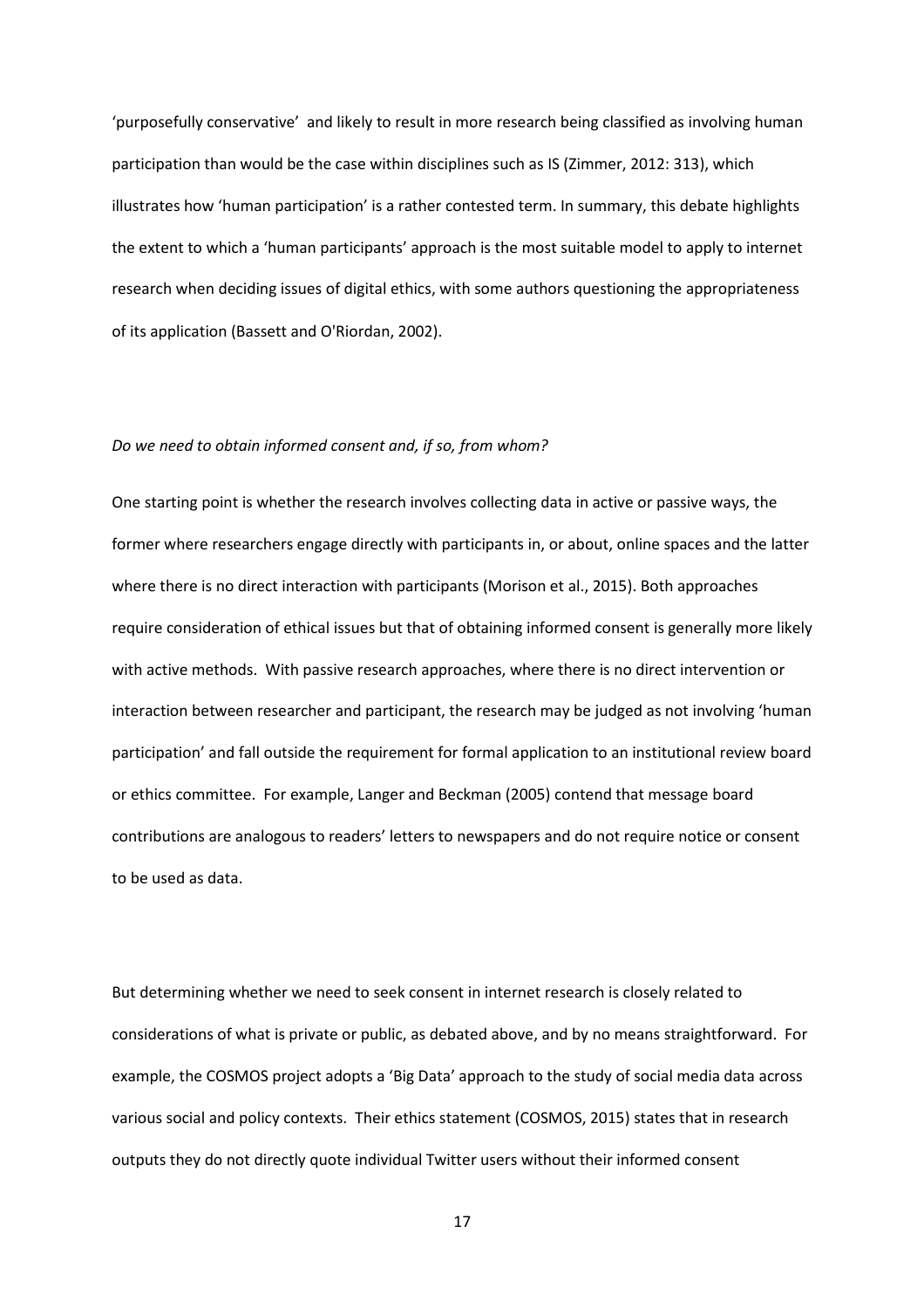'purposefully conservative' and likely to result in more research being classified as involving human participation than would be the case within disciplines such as IS (Zimmer, 2012: 313), which illustrates how 'human participation' is a rather contested term. In summary, this debate highlights the extent to which a 'human participants' approach is the most suitable model to apply to internet research when deciding issues of digital ethics, with some authors questioning the appropriateness of its application (Bassett and O'Riordan, 2002).

*Do we need to obtain informed consent and, if so, from whom?*

One starting point is whether the research involves collecting data in active or passive ways, the former where researchers engage directly with participants in, or about, online spaces and the latter where there is no direct interaction with participants (Morison et al., 2015). Both approaches require consideration of ethical issues but that of obtaining informed consent is generally more likely with active methods. With passive research approaches, where there is no direct intervention or interaction between researcher and participant, the research may be judged as not involving 'human participation' and fall outside the requirement for formal application to an institutional review board or ethics committee. For example, Langer and Beckman (2005) contend that message board contributions are analogous to readers' letters to newspapers and do not require notice or consent to be used as data.

But determining whether we need to seek consent in internet research is closely related to considerations of what is private or public, as debated above, and by no means straightforward. For example, the COSMOS project adopts a 'Big Data' approach to the study of social media data across various social and policy contexts. Their ethics statement (COSMOS, 2015) states that in research outputs they do not directly quote individual Twitter users without their informed consent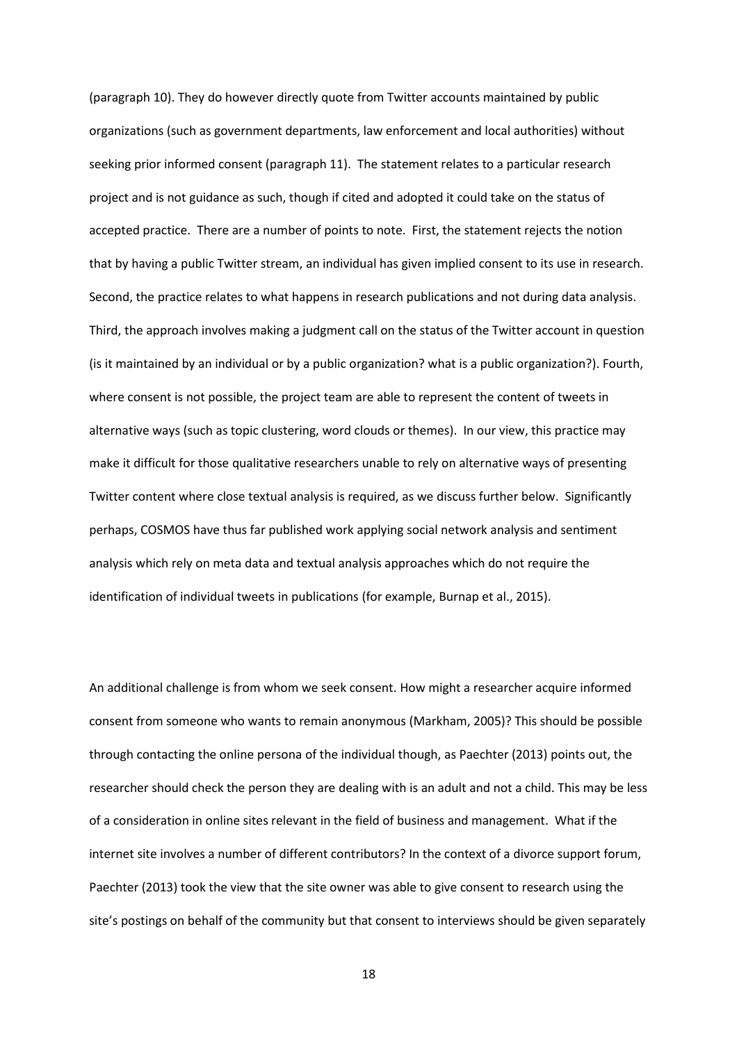(paragraph 10). They do however directly quote from Twitter accounts maintained by public organizations (such as government departments, law enforcement and local authorities) without seeking prior informed consent (paragraph 11). The statement relates to a particular research project and is not guidance as such, though if cited and adopted it could take on the status of accepted practice. There are a number of points to note. First, the statement rejects the notion that by having a public Twitter stream, an individual has given implied consent to its use in research. Second, the practice relates to what happens in research publications and not during data analysis. Third, the approach involves making a judgment call on the status of the Twitter account in question (is it maintained by an individual or by a public organization? what is a public organization?). Fourth, where consent is not possible, the project team are able to represent the content of tweets in alternative ways (such as topic clustering, word clouds or themes). In our view, this practice may make it difficult for those qualitative researchers unable to rely on alternative ways of presenting Twitter content where close textual analysis is required, as we discuss further below. Significantly perhaps, COSMOS have thus far published work applying social network analysis and sentiment analysis which rely on meta data and textual analysis approaches which do not require the identification of individual tweets in publications (for example, Burnap et al., 2015).

An additional challenge is from whom we seek consent. How might a researcher acquire informed consent from someone who wants to remain anonymous (Markham, 2005)? This should be possible through contacting the online persona of the individual though, as Paechter (2013) points out, the researcher should check the person they are dealing with is an adult and not a child. This may be less of a consideration in online sites relevant in the field of business and management. What if the internet site involves a number of different contributors? In the context of a divorce support forum, Paechter (2013) took the view that the site owner was able to give consent to research using the site's postings on behalf of the community but that consent to interviews should be given separately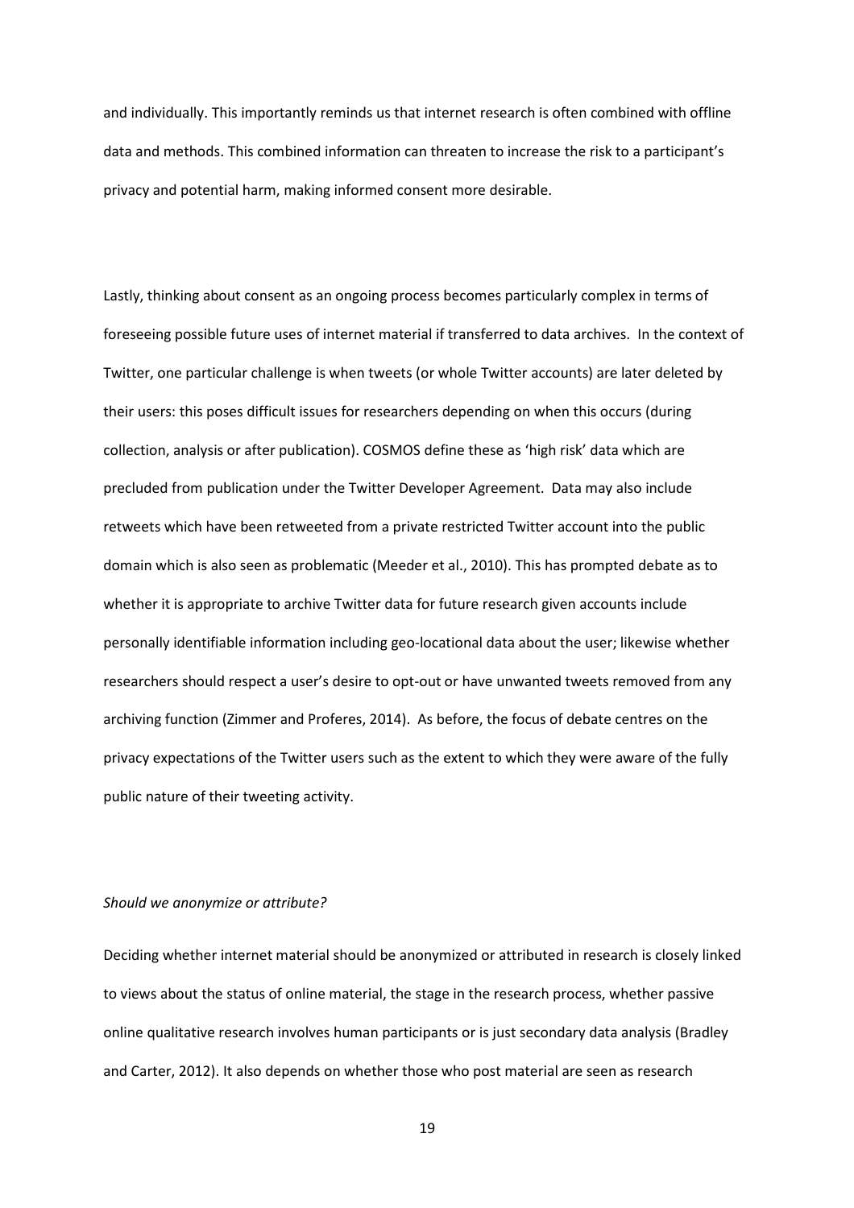and individually. This importantly reminds us that internet research is often combined with offline data and methods. This combined information can threaten to increase the risk to a participant's privacy and potential harm, making informed consent more desirable.

Lastly, thinking about consent as an ongoing process becomes particularly complex in terms of foreseeing possible future uses of internet material if transferred to data archives. In the context of Twitter, one particular challenge is when tweets (or whole Twitter accounts) are later deleted by their users: this poses difficult issues for researchers depending on when this occurs (during collection, analysis or after publication). COSMOS define these as 'high risk' data which are precluded from publication under the Twitter Developer Agreement. Data may also include retweets which have been retweeted from a private restricted Twitter account into the public domain which is also seen as problematic (Meeder et al., 2010). This has prompted debate as to whether it is appropriate to archive Twitter data for future research given accounts include personally identifiable information including geo-locational data about the user; likewise whether researchers should respect a user's desire to opt-out or have unwanted tweets removed from any archiving function (Zimmer and Proferes, 2014). As before, the focus of debate centres on the privacy expectations of the Twitter users such as the extent to which they were aware of the fully public nature of their tweeting activity.

*Should we anonymize or attribute?*

Deciding whether internet material should be anonymized or attributed in research is closely linked to views about the status of online material, the stage in the research process, whether passive online qualitative research involves human participants or is just secondary data analysis (Bradley and Carter, 2012). It also depends on whether those who post material are seen as research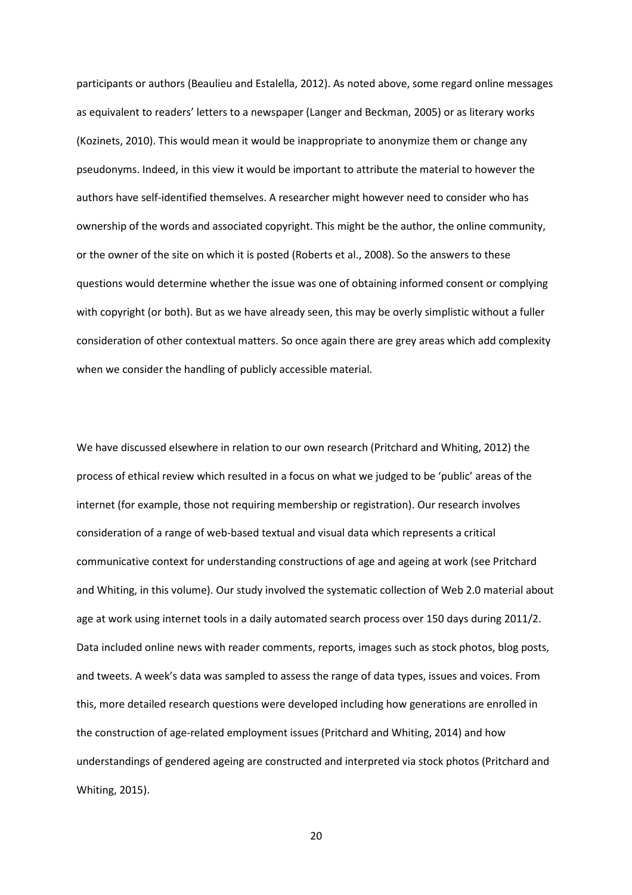participants or authors (Beaulieu and Estalella, 2012). As noted above, some regard online messages as equivalent to readers' letters to a newspaper (Langer and Beckman, 2005) or as literary works (Kozinets, 2010). This would mean it would be inappropriate to anonymize them or change any pseudonyms. Indeed, in this view it would be important to attribute the material to however the authors have self-identified themselves. A researcher might however need to consider who has ownership of the words and associated copyright. This might be the author, the online community, or the owner of the site on which it is posted (Roberts et al., 2008). So the answers to these questions would determine whether the issue was one of obtaining informed consent or complying with copyright (or both). But as we have already seen, this may be overly simplistic without a fuller consideration of other contextual matters. So once again there are grey areas which add complexity when we consider the handling of publicly accessible material.

We have discussed elsewhere in relation to our own research (Pritchard and Whiting, 2012) the process of ethical review which resulted in a focus on what we judged to be 'public' areas of the internet (for example, those not requiring membership or registration). Our research involves consideration of a range of web-based textual and visual data which represents a critical communicative context for understanding constructions of age and ageing at work (see Pritchard and Whiting, in this volume). Our study involved the systematic collection of Web 2.0 material about age at work using internet tools in a daily automated search process over 150 days during 2011/2. Data included online news with reader comments, reports, images such as stock photos, blog posts, and tweets. A week's data was sampled to assess the range of data types, issues and voices. From this, more detailed research questions were developed including how generations are enrolled in the construction of age-related employment issues (Pritchard and Whiting, 2014) and how understandings of gendered ageing are constructed and interpreted via stock photos (Pritchard and Whiting, 2015).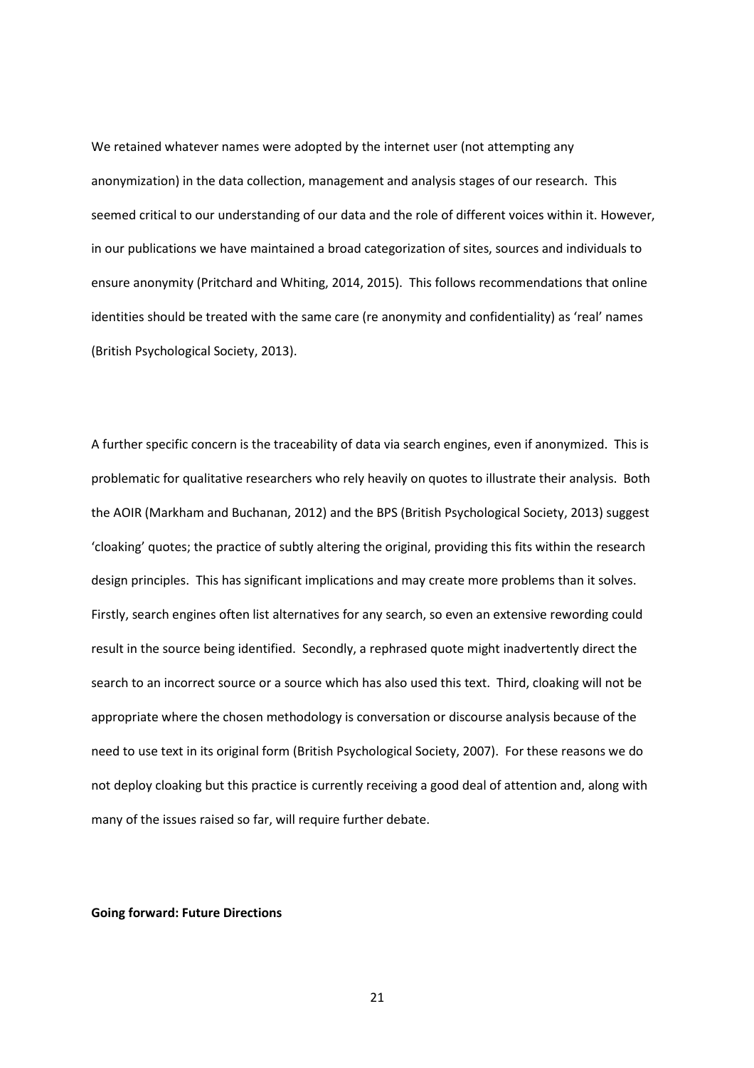We retained whatever names were adopted by the internet user (not attempting any anonymization) in the data collection, management and analysis stages of our research. This seemed critical to our understanding of our data and the role of different voices within it. However, in our publications we have maintained a broad categorization of sites, sources and individuals to ensure anonymity (Pritchard and Whiting, 2014, 2015). This follows recommendations that online identities should be treated with the same care (re anonymity and confidentiality) as 'real' names (British Psychological Society, 2013).

A further specific concern is the traceability of data via search engines, even if anonymized. This is problematic for qualitative researchers who rely heavily on quotes to illustrate their analysis. Both the AOIR (Markham and Buchanan, 2012) and the BPS (British Psychological Society, 2013) suggest 'cloaking' quotes; the practice of subtly altering the original, providing this fits within the research design principles. This has significant implications and may create more problems than it solves. Firstly, search engines often list alternatives for any search, so even an extensive rewording could result in the source being identified. Secondly, a rephrased quote might inadvertently direct the search to an incorrect source or a source which has also used this text. Third, cloaking will not be appropriate where the chosen methodology is conversation or discourse analysis because of the need to use text in its original form (British Psychological Society, 2007). For these reasons we do not deploy cloaking but this practice is currently receiving a good deal of attention and, along with many of the issues raised so far, will require further debate.

**Going forward: Future Directions**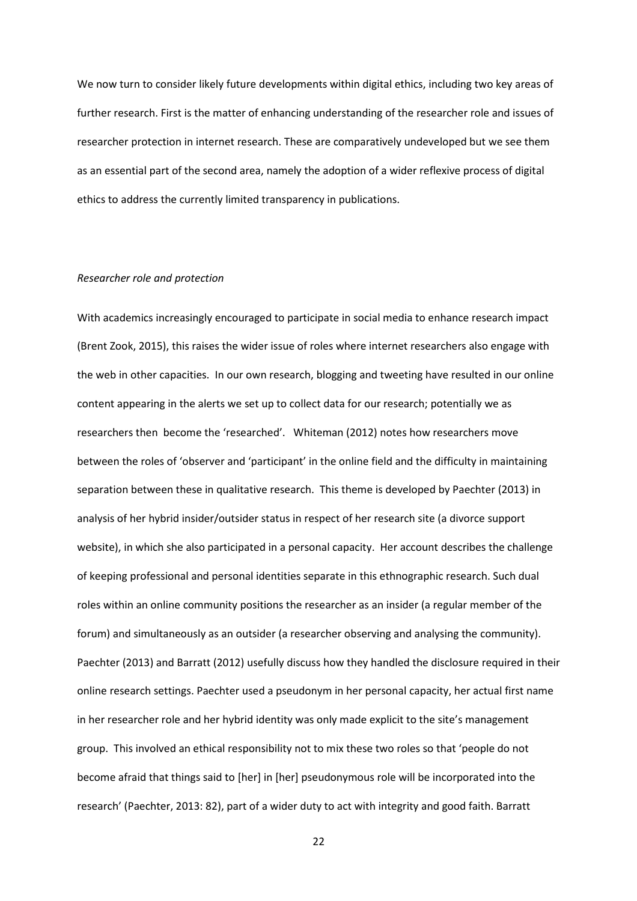We now turn to consider likely future developments within digital ethics, including two key areas of further research. First is the matter of enhancing understanding of the researcher role and issues of researcher protection in internet research. These are comparatively undeveloped but we see them as an essential part of the second area, namely the adoption of a wider reflexive process of digital ethics to address the currently limited transparency in publications.

*Researcher role and protection*

With academics increasingly encouraged to participate in social media to enhance research impact (Brent Zook, 2015), this raises the wider issue of roles where internet researchers also engage with the web in other capacities. In our own research, blogging and tweeting have resulted in our online content appearing in the alerts we set up to collect data for our research; potentially we as researchers then become the 'researched'. Whiteman (2012) notes how researchers move between the roles of 'observer and 'participant' in the online field and the difficulty in maintaining separation between these in qualitative research. This theme is developed by Paechter (2013) in analysis of her hybrid insider/outsider status in respect of her research site (a divorce support website), in which she also participated in a personal capacity. Her account describes the challenge of keeping professional and personal identities separate in this ethnographic research. Such dual roles within an online community positions the researcher as an insider (a regular member of the forum) and simultaneously as an outsider (a researcher observing and analysing the community). Paechter (2013) and Barratt (2012) usefully discuss how they handled the disclosure required in their online research settings. Paechter used a pseudonym in her personal capacity, her actual first name in her researcher role and her hybrid identity was only made explicit to the site's management group. This involved an ethical responsibility not to mix these two roles so that 'people do not become afraid that things said to [her] in [her] pseudonymous role will be incorporated into the research' (Paechter, 2013: 82), part of a wider duty to act with integrity and good faith. Barratt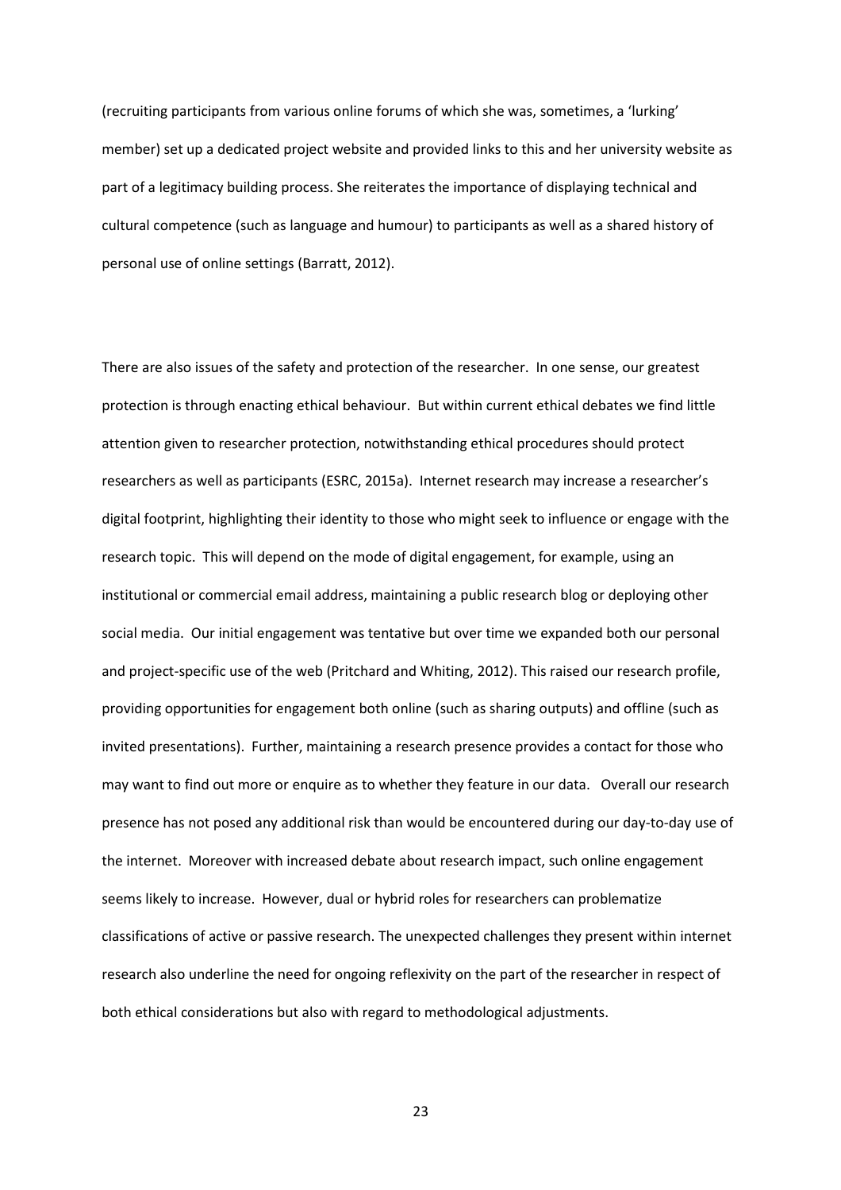(recruiting participants from various online forums of which she was, sometimes, a 'lurking' member) set up a dedicated project website and provided links to this and her university website as part of a legitimacy building process. She reiterates the importance of displaying technical and cultural competence (such as language and humour) to participants as well as a shared history of personal use of online settings (Barratt, 2012).

There are also issues of the safety and protection of the researcher. In one sense, our greatest protection is through enacting ethical behaviour. But within current ethical debates we find little attention given to researcher protection, notwithstanding ethical procedures should protect researchers as well as participants (ESRC, 2015a). Internet research may increase a researcher's digital footprint, highlighting their identity to those who might seek to influence or engage with the research topic. This will depend on the mode of digital engagement, for example, using an institutional or commercial email address, maintaining a public research blog or deploying other social media. Our initial engagement was tentative but over time we expanded both our personal and project-specific use of the web (Pritchard and Whiting, 2012). This raised our research profile, providing opportunities for engagement both online (such as sharing outputs) and offline (such as invited presentations). Further, maintaining a research presence provides a contact for those who may want to find out more or enquire as to whether they feature in our data. Overall our research presence has not posed any additional risk than would be encountered during our day-to-day use of the internet. Moreover with increased debate about research impact, such online engagement seems likely to increase. However, dual or hybrid roles for researchers can problematize classifications of active or passive research. The unexpected challenges they present within internet research also underline the need for ongoing reflexivity on the part of the researcher in respect of both ethical considerations but also with regard to methodological adjustments.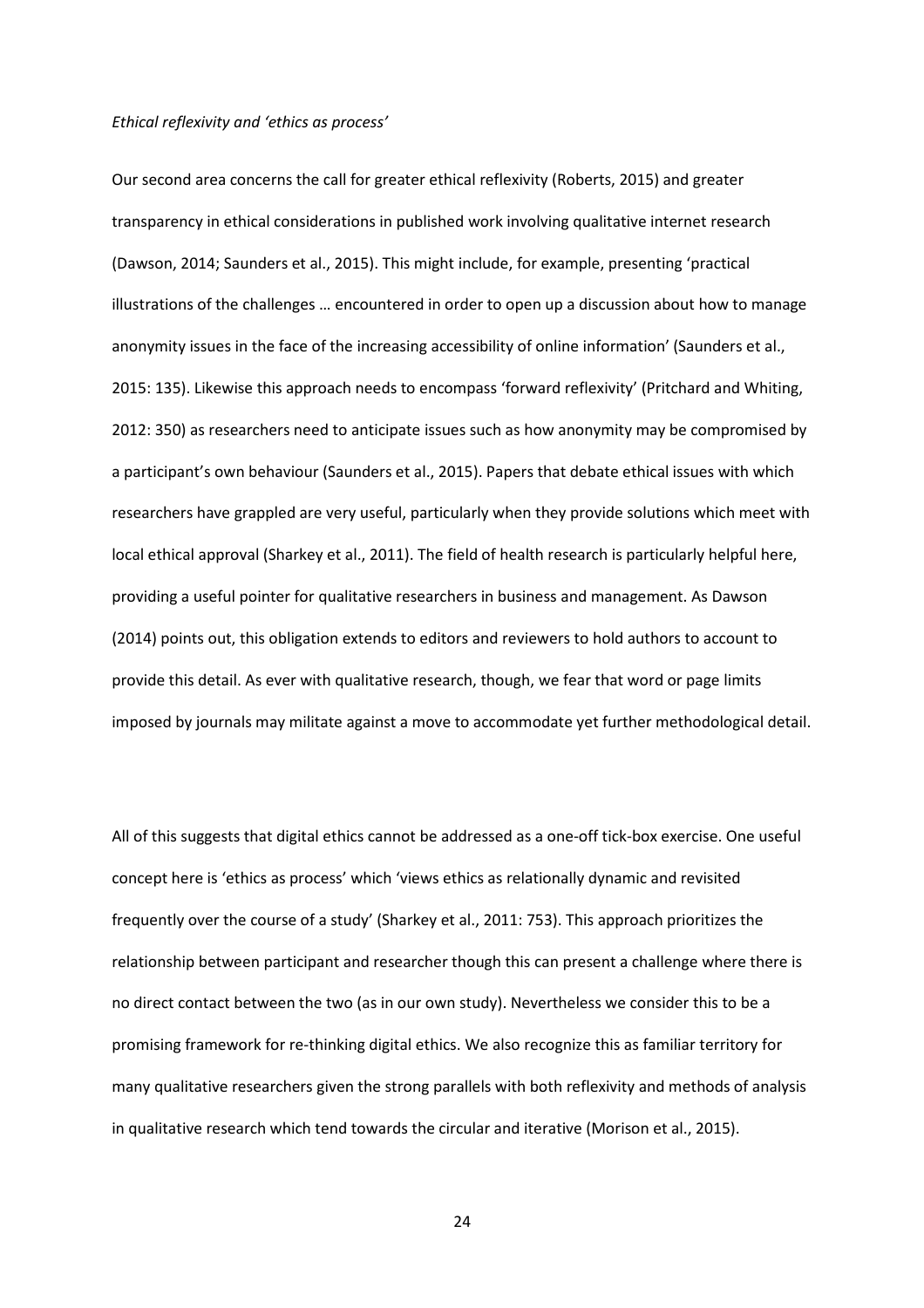*Ethical reflexivity and 'ethics as process'*

Our second area concerns the call for greater ethical reflexivity (Roberts, 2015) and greater transparency in ethical considerations in published work involving qualitative internet research (Dawson, 2014; Saunders et al., 2015). This might include, for example, presenting 'practical illustrations of the challenges … encountered in order to open up a discussion about how to manage anonymity issues in the face of the increasing accessibility of online information' (Saunders et al., 2015: 135). Likewise this approach needs to encompass 'forward reflexivity' (Pritchard and Whiting, 2012: 350) as researchers need to anticipate issues such as how anonymity may be compromised by a participant's own behaviour (Saunders et al., 2015). Papers that debate ethical issues with which researchers have grappled are very useful, particularly when they provide solutions which meet with local ethical approval (Sharkey et al., 2011). The field of health research is particularly helpful here, providing a useful pointer for qualitative researchers in business and management. As Dawson (2014) points out, this obligation extends to editors and reviewers to hold authors to account to provide this detail. As ever with qualitative research, though, we fear that word or page limits imposed by journals may militate against a move to accommodate yet further methodological detail.

All of this suggests that digital ethics cannot be addressed as a one-off tick-box exercise. One useful concept here is 'ethics as process' which 'views ethics as relationally dynamic and revisited frequently over the course of a study' (Sharkey et al., 2011: 753). This approach prioritizes the relationship between participant and researcher though this can present a challenge where there is no direct contact between the two (as in our own study). Nevertheless we consider this to be a promising framework for re-thinking digital ethics. We also recognize this as familiar territory for many qualitative researchers given the strong parallels with both reflexivity and methods of analysis in qualitative research which tend towards the circular and iterative (Morison et al., 2015).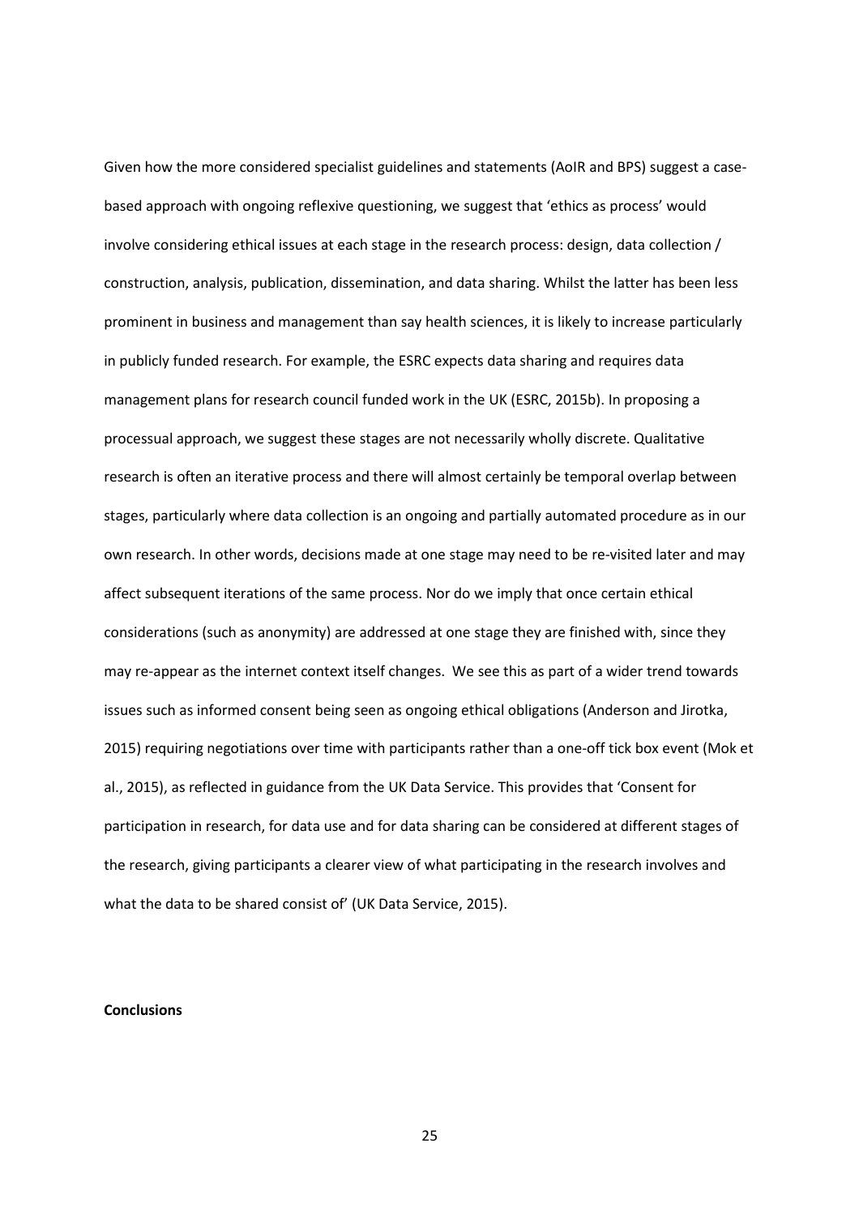Given how the more considered specialist guidelines and statements (AoIR and BPS) suggest a case-based approach with ongoing reflexive questioning, we suggest that 'ethics as process' would involve considering ethical issues at each stage in the research process: design, data collection / construction, analysis, publication, dissemination, and data sharing. Whilst the latter has been less prominent in business and management than say health sciences, it is likely to increase particularly in publicly funded research. For example, the ESRC expects data sharing and requires data management plans for research council funded work in the UK (ESRC, 2015b). In proposing a processual approach, we suggest these stages are not necessarily wholly discrete. Qualitative research is often an iterative process and there will almost certainly be temporal overlap between stages, particularly where data collection is an ongoing and partially automated procedure as in our own research. In other words, decisions made at one stage may need to be re-visited later and may affect subsequent iterations of the same process. Nor do we imply that once certain ethical considerations (such as anonymity) are addressed at one stage they are finished with, since they may re-appear as the internet context itself changes. We see this as part of a wider trend towards issues such as informed consent being seen as ongoing ethical obligations (Anderson and Jirotka, 2015) requiring negotiations over time with participants rather than a one-off tick box event (Mok et al., 2015), as reflected in guidance from the UK Data Service. This provides that 'Consent for participation in research, for data use and for data sharing can be considered at different stages of the research, giving participants a clearer view of what participating in the research involves and what the data to be shared consist of' (UK Data Service, 2015).

**Conclusions**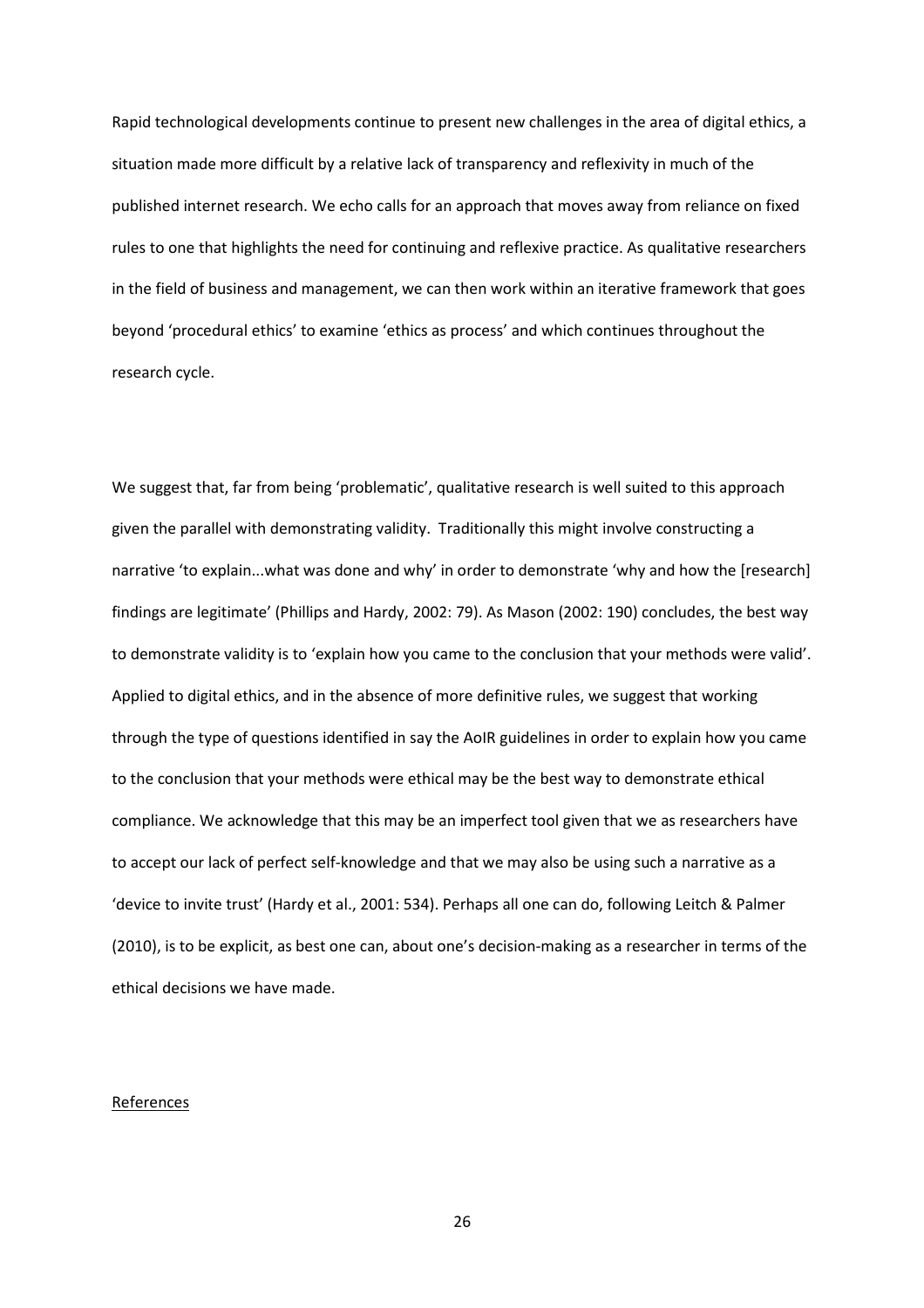Rapid technological developments continue to present new challenges in the area of digital ethics, a situation made more difficult by a relative lack of transparency and reflexivity in much of the published internet research. We echo calls for an approach that moves away from reliance on fixed rules to one that highlights the need for continuing and reflexive practice. As qualitative researchers in the field of business and management, we can then work within an iterative framework that goes beyond 'procedural ethics' to examine 'ethics as process' and which continues throughout the research cycle.

We suggest that, far from being 'problematic', qualitative research is well suited to this approach given the parallel with demonstrating validity. Traditionally this might involve constructing a narrative 'to explain...what was done and why' in order to demonstrate 'why and how the [research] findings are legitimate' (Phillips and Hardy, 2002: 79). As Mason (2002: 190) concludes, the best way to demonstrate validity is to 'explain how you came to the conclusion that your methods were valid'. Applied to digital ethics, and in the absence of more definitive rules, we suggest that working through the type of questions identified in say the AoIR guidelines in order to explain how you came to the conclusion that your methods were ethical may be the best way to demonstrate ethical compliance. We acknowledge that this may be an imperfect tool given that we as researchers have to accept our lack of perfect self-knowledge and that we may also be using such a narrative as a 'device to invite trust' (Hardy et al., 2001: 534). Perhaps all one can do, following Leitch & Palmer (2010), is to be explicit, as best one can, about one's decision-making as a researcher in terms of the ethical decisions we have made.

## References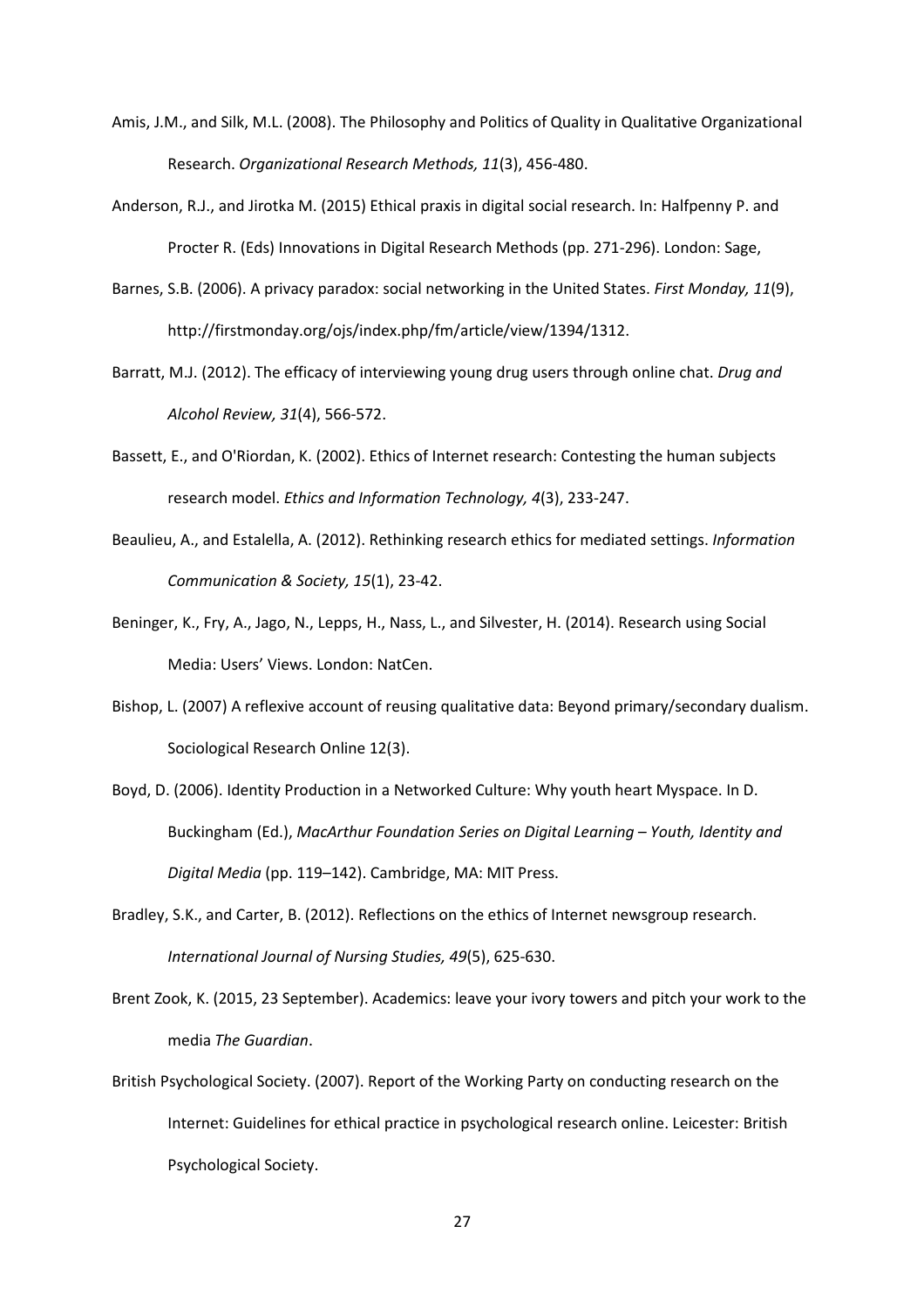Amis, J.M., and Silk, M.L. (2008). The Philosophy and Politics of Quality in Qualitative Organizational Research. *Organizational Research Methods, 11*(3), 456-480.

Anderson, R.J., and Jirotka M. (2015) Ethical praxis in digital social research. In: Halfpenny P. and Procter R. (Eds) Innovations in Digital Research Methods (pp. 271-296). London: Sage,

Barnes, S.B. (2006). A privacy paradox: social networking in the United States. *First Monday, 11*(9), http://firstmonday.org/ojs/index.php/fm/article/view/1394/1312.

Barratt, M.J. (2012). The efficacy of interviewing young drug users through online chat. *Drug and Alcohol Review, 31*(4), 566-572.

Bassett, E., and O'Riordan, K. (2002). Ethics of Internet research: Contesting the human subjects research model. *Ethics and Information Technology, 4*(3), 233-247.

Beaulieu, A., and Estalella, A. (2012). Rethinking research ethics for mediated settings. *Information Communication & Society, 15*(1), 23-42.

Beninger, K., Fry, A., Jago, N., Lepps, H., Nass, L., and Silvester, H. (2014). Research using Social Media: Users' Views. London: NatCen.

Bishop, L. (2007) A reflexive account of reusing qualitative data: Beyond primary/secondary dualism. Sociological Research Online 12(3).

Boyd, D. (2006). Identity Production in a Networked Culture: Why youth heart Myspace. In D. Buckingham (Ed.), *MacArthur Foundation Series on Digital Learning – Youth, Identity and Digital Media* (pp. 119–142). Cambridge, MA: MIT Press.

Bradley, S.K., and Carter, B. (2012). Reflections on the ethics of Internet newsgroup research. *International Journal of Nursing Studies, 49*(5), 625-630.

Brent Zook, K. (2015, 23 September). Academics: leave your ivory towers and pitch your work to the media *The Guardian*.

British Psychological Society. (2007). Report of the Working Party on conducting research on the Internet: Guidelines for ethical practice in psychological research online. Leicester: British Psychological Society.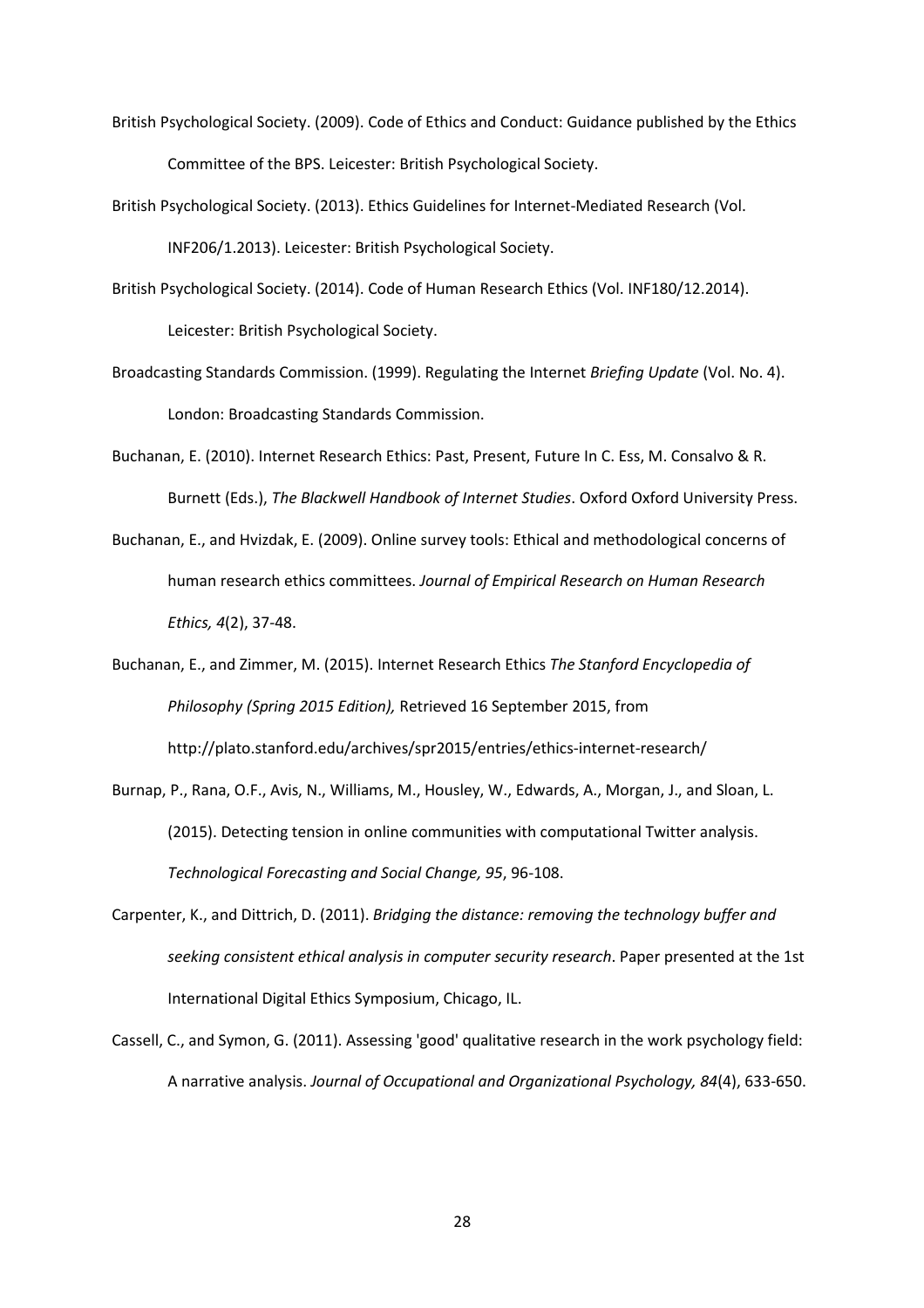British Psychological Society. (2009). Code of Ethics and Conduct: Guidance published by the Ethics Committee of the BPS. Leicester: British Psychological Society.

British Psychological Society. (2013). Ethics Guidelines for Internet-Mediated Research (Vol. INF206/1.2013). Leicester: British Psychological Society.

British Psychological Society. (2014). Code of Human Research Ethics (Vol. INF180/12.2014). Leicester: British Psychological Society.

Broadcasting Standards Commission. (1999). Regulating the Internet *Briefing Update* (Vol. No. 4). London: Broadcasting Standards Commission.

Buchanan, E. (2010). Internet Research Ethics: Past, Present, Future In C. Ess, M. Consalvo & R. Burnett (Eds.), *The Blackwell Handbook of Internet Studies*. Oxford Oxford University Press.

Buchanan, E., and Hvizdak, E. (2009). Online survey tools: Ethical and methodological concerns of human research ethics committees. *Journal of Empirical Research on Human Research Ethics, 4*(2), 37-48.

Buchanan, E., and Zimmer, M. (2015). Internet Research Ethics *The Stanford Encyclopedia of Philosophy (Spring 2015 Edition),* Retrieved 16 September 2015, from http://plato.stanford.edu/archives/spr2015/entries/ethics-internet-research/

Burnap, P., Rana, O.F., Avis, N., Williams, M., Housley, W., Edwards, A., Morgan, J., and Sloan, L. (2015). Detecting tension in online communities with computational Twitter analysis. *Technological Forecasting and Social Change, 95*, 96-108.

Carpenter, K., and Dittrich, D. (2011). *Bridging the distance: removing the technology buffer and seeking consistent ethical analysis in computer security research*. Paper presented at the 1st International Digital Ethics Symposium, Chicago, IL.

Cassell, C., and Symon, G. (2011). Assessing 'good' qualitative research in the work psychology field: A narrative analysis. *Journal of Occupational and Organizational Psychology, 84*(4), 633-650.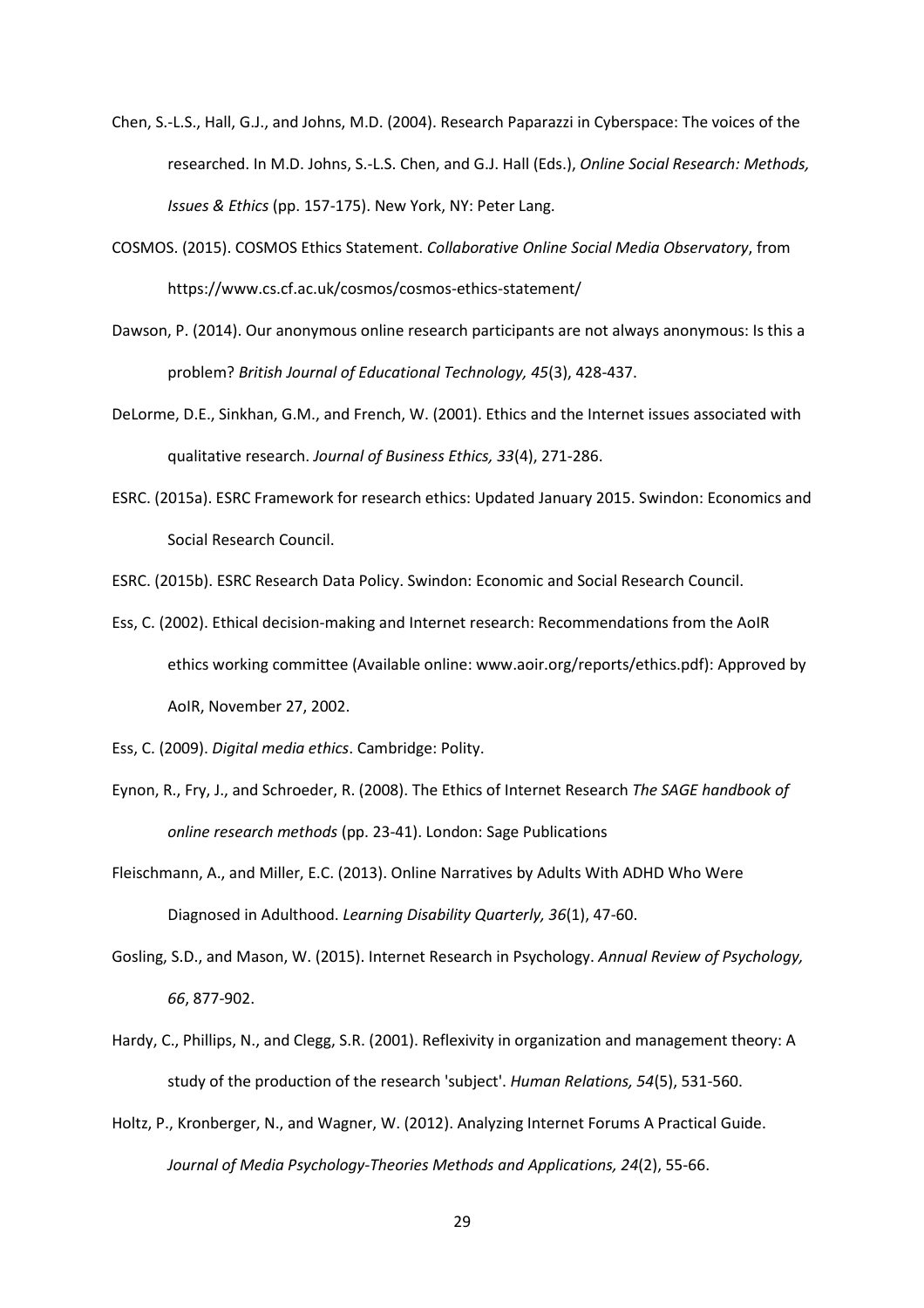Chen, S.-L.S., Hall, G.J., and Johns, M.D. (2004). Research Paparazzi in Cyberspace: The voices of the researched. In M.D. Johns, S.-L.S. Chen, and G.J. Hall (Eds.), *Online Social Research: Methods, Issues & Ethics* (pp. 157-175). New York, NY: Peter Lang.

COSMOS. (2015). COSMOS Ethics Statement. *Collaborative Online Social Media Observatory*, from https://www.cs.cf.ac.uk/cosmos/cosmos-ethics-statement/

Dawson, P. (2014). Our anonymous online research participants are not always anonymous: Is this a problem? *British Journal of Educational Technology, 45*(3), 428-437.

DeLorme, D.E., Sinkhan, G.M., and French, W. (2001). Ethics and the Internet issues associated with qualitative research. *Journal of Business Ethics, 33*(4), 271-286.

ESRC. (2015a). ESRC Framework for research ethics: Updated January 2015. Swindon: Economics and Social Research Council.

ESRC. (2015b). ESRC Research Data Policy. Swindon: Economic and Social Research Council.

Ess, C. (2002). Ethical decision-making and Internet research: Recommendations from the AoIR ethics working committee (Available online: www.aoir.org/reports/ethics.pdf): Approved by AoIR, November 27, 2002.

Ess, C. (2009). *Digital media ethics*. Cambridge: Polity.

Eynon, R., Fry, J., and Schroeder, R. (2008). The Ethics of Internet Research *The SAGE handbook of online research methods* (pp. 23-41). London: Sage Publications

Fleischmann, A., and Miller, E.C. (2013). Online Narratives by Adults With ADHD Who Were Diagnosed in Adulthood. *Learning Disability Quarterly, 36*(1), 47-60.

Gosling, S.D., and Mason, W. (2015). Internet Research in Psychology. *Annual Review of Psychology, 66*, 877-902.

Hardy, C., Phillips, N., and Clegg, S.R. (2001). Reflexivity in organization and management theory: A study of the production of the research 'subject'. *Human Relations, 54*(5), 531-560.

Holtz, P., Kronberger, N., and Wagner, W. (2012). Analyzing Internet Forums A Practical Guide. *Journal of Media Psychology-Theories Methods and Applications, 24*(2), 55-66.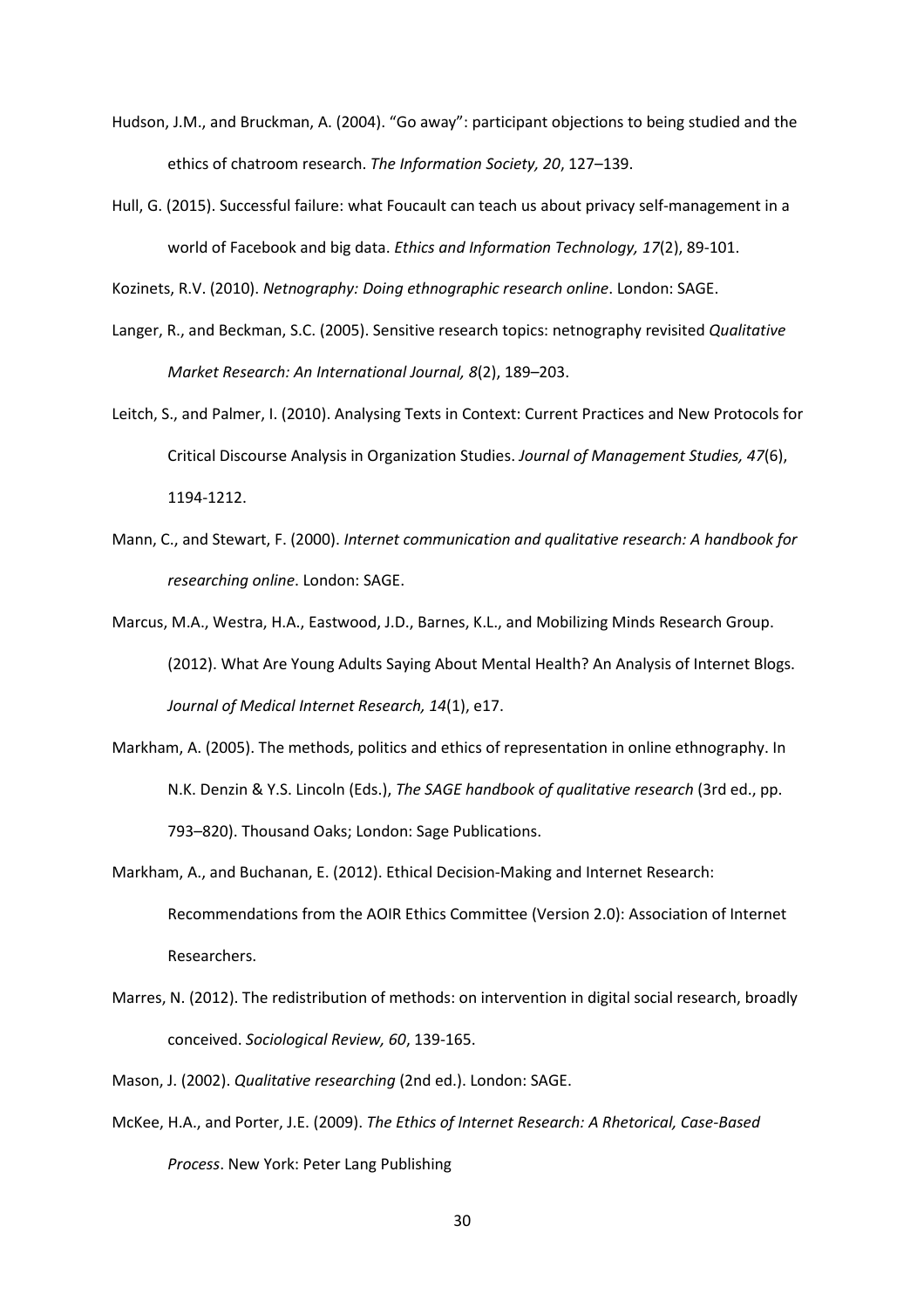Hudson, J.M., and Bruckman, A. (2004). "Go away": participant objections to being studied and the ethics of chatroom research. *The Information Society, 20*, 127–139.

Hull, G. (2015). Successful failure: what Foucault can teach us about privacy self-management in a world of Facebook and big data. *Ethics and Information Technology, 17*(2), 89-101.

Kozinets, R.V. (2010). *Netnography: Doing ethnographic research online*. London: SAGE.

Langer, R., and Beckman, S.C. (2005). Sensitive research topics: netnography revisited *Qualitative Market Research: An International Journal, 8*(2), 189–203.

Leitch, S., and Palmer, I. (2010). Analysing Texts in Context: Current Practices and New Protocols for Critical Discourse Analysis in Organization Studies. *Journal of Management Studies, 47*(6), 1194-1212.

Mann, C., and Stewart, F. (2000). *Internet communication and qualitative research: A handbook for researching online*. London: SAGE.

Marcus, M.A., Westra, H.A., Eastwood, J.D., Barnes, K.L., and Mobilizing Minds Research Group. (2012). What Are Young Adults Saying About Mental Health? An Analysis of Internet Blogs. *Journal of Medical Internet Research, 14*(1), e17.

Markham, A. (2005). The methods, politics and ethics of representation in online ethnography. In N.K. Denzin & Y.S. Lincoln (Eds.), *The SAGE handbook of qualitative research* (3rd ed., pp. 793–820). Thousand Oaks; London: Sage Publications.

Markham, A., and Buchanan, E. (2012). Ethical Decision-Making and Internet Research: Recommendations from the AOIR Ethics Committee (Version 2.0): Association of Internet Researchers.

Marres, N. (2012). The redistribution of methods: on intervention in digital social research, broadly conceived. *Sociological Review, 60*, 139-165.

Mason, J. (2002). *Qualitative researching* (2nd ed.). London: SAGE.

McKee, H.A., and Porter, J.E. (2009). *The Ethics of Internet Research: A Rhetorical, Case-Based Process*. New York: Peter Lang Publishing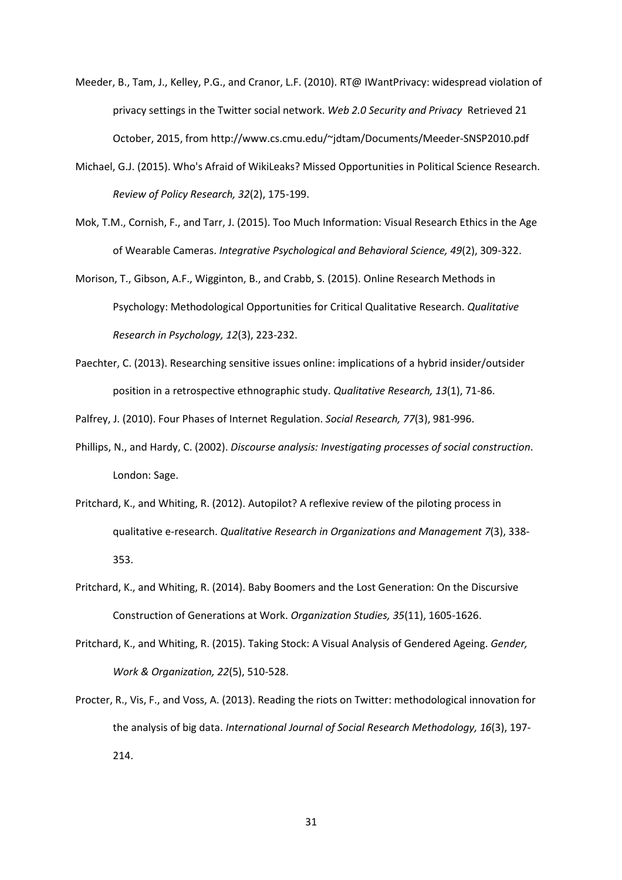Meeder, B., Tam, J., Kelley, P.G., and Cranor, L.F. (2010). RT@ IWantPrivacy: widespread violation of privacy settings in the Twitter social network. *Web 2.0 Security and Privacy* Retrieved 21 October, 2015, from http://www.cs.cmu.edu/~jdtam/Documents/Meeder-SNSP2010.pdf

Michael, G.J. (2015). Who's Afraid of WikiLeaks? Missed Opportunities in Political Science Research. *Review of Policy Research, 32*(2), 175-199.

Mok, T.M., Cornish, F., and Tarr, J. (2015). Too Much Information: Visual Research Ethics in the Age of Wearable Cameras. *Integrative Psychological and Behavioral Science, 49*(2), 309-322.

Morison, T., Gibson, A.F., Wigginton, B., and Crabb, S. (2015). Online Research Methods in Psychology: Methodological Opportunities for Critical Qualitative Research. *Qualitative Research in Psychology, 12*(3), 223-232.

Paechter, C. (2013). Researching sensitive issues online: implications of a hybrid insider/outsider position in a retrospective ethnographic study. *Qualitative Research, 13*(1), 71-86.

Palfrey, J. (2010). Four Phases of Internet Regulation. *Social Research, 77*(3), 981-996.

Phillips, N., and Hardy, C. (2002). *Discourse analysis: Investigating processes of social construction*. London: Sage.

Pritchard, K., and Whiting, R. (2012). Autopilot? A reflexive review of the piloting process in qualitative e-research. *Qualitative Research in Organizations and Management 7*(3), 338-353.

Pritchard, K., and Whiting, R. (2014). Baby Boomers and the Lost Generation: On the Discursive Construction of Generations at Work. *Organization Studies, 35*(11), 1605-1626.

Pritchard, K., and Whiting, R. (2015). Taking Stock: A Visual Analysis of Gendered Ageing. *Gender, Work & Organization, 22*(5), 510-528.

Procter, R., Vis, F., and Voss, A. (2013). Reading the riots on Twitter: methodological innovation for the analysis of big data. *International Journal of Social Research Methodology, 16*(3), 197-214.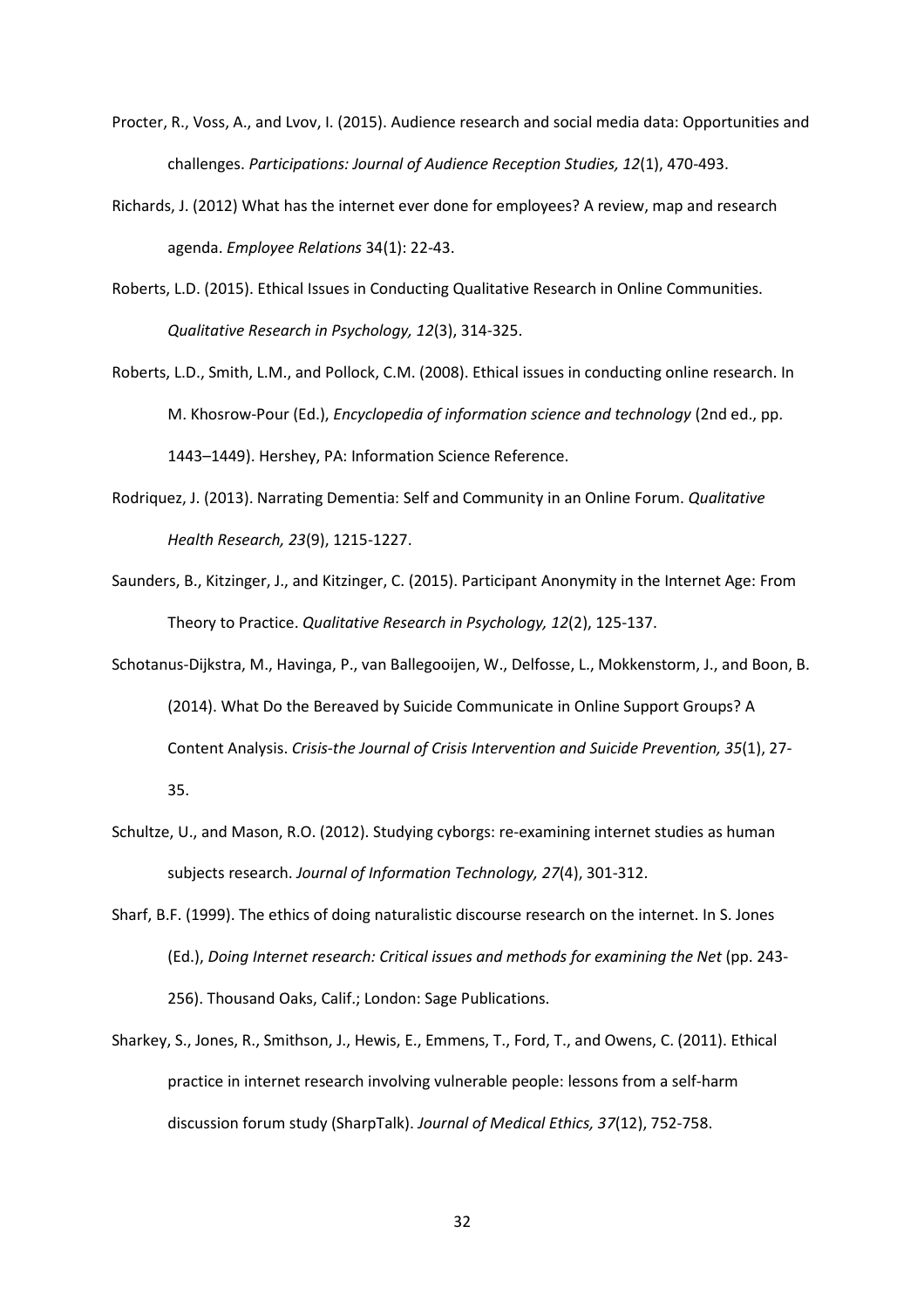Procter, R., Voss, A., and Lvov, I. (2015). Audience research and social media data: Opportunities and challenges. *Participations: Journal of Audience Reception Studies, 12*(1), 470-493.

Richards, J. (2012) What has the internet ever done for employees? A review, map and research agenda. *Employee Relations* 34(1): 22-43.

Roberts, L.D. (2015). Ethical Issues in Conducting Qualitative Research in Online Communities. *Qualitative Research in Psychology, 12*(3), 314-325.

Roberts, L.D., Smith, L.M., and Pollock, C.M. (2008). Ethical issues in conducting online research. In M. Khosrow-Pour (Ed.), *Encyclopedia of information science and technology* (2nd ed., pp. 1443–1449). Hershey, PA: Information Science Reference.

Rodriquez, J. (2013). Narrating Dementia: Self and Community in an Online Forum. *Qualitative Health Research, 23*(9), 1215-1227.

Saunders, B., Kitzinger, J., and Kitzinger, C. (2015). Participant Anonymity in the Internet Age: From Theory to Practice. *Qualitative Research in Psychology, 12*(2), 125-137.

Schotanus-Dijkstra, M., Havinga, P., van Ballegooijen, W., Delfosse, L., Mokkenstorm, J., and Boon, B. (2014). What Do the Bereaved by Suicide Communicate in Online Support Groups? A Content Analysis. *Crisis-the Journal of Crisis Intervention and Suicide Prevention, 35*(1), 27-35.

Schultze, U., and Mason, R.O. (2012). Studying cyborgs: re-examining internet studies as human subjects research. *Journal of Information Technology, 27*(4), 301-312.

Sharf, B.F. (1999). The ethics of doing naturalistic discourse research on the internet. In S. Jones (Ed.), *Doing Internet research: Critical issues and methods for examining the Net* (pp. 243-256). Thousand Oaks, Calif.; London: Sage Publications.

Sharkey, S., Jones, R., Smithson, J., Hewis, E., Emmens, T., Ford, T., and Owens, C. (2011). Ethical practice in internet research involving vulnerable people: lessons from a self-harm discussion forum study (SharpTalk). *Journal of Medical Ethics, 37*(12), 752-758.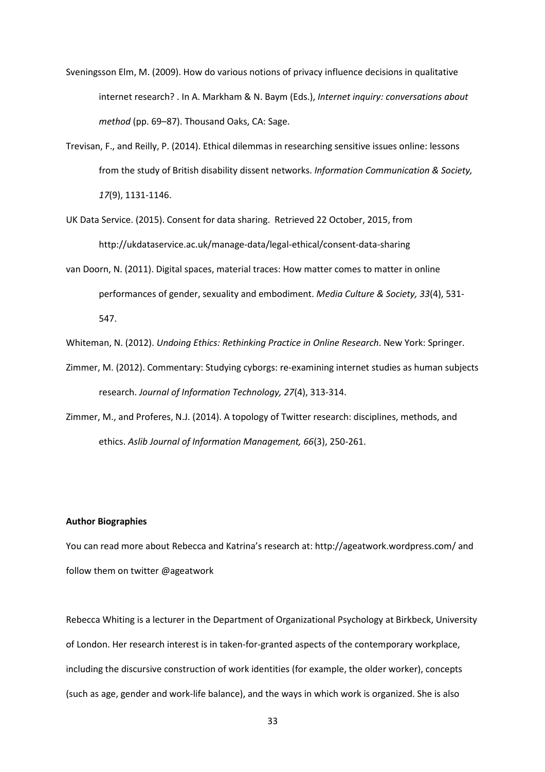Sveningsson Elm, M. (2009). How do various notions of privacy influence decisions in qualitative internet research? . In A. Markham & N. Baym (Eds.), *Internet inquiry: conversations about method* (pp. 69–87). Thousand Oaks, CA: Sage.

Trevisan, F., and Reilly, P. (2014). Ethical dilemmas in researching sensitive issues online: lessons from the study of British disability dissent networks. *Information Communication & Society, 17*(9), 1131-1146.

UK Data Service. (2015). Consent for data sharing. Retrieved 22 October, 2015, from http://ukdataservice.ac.uk/manage-data/legal-ethical/consent-data-sharing

van Doorn, N. (2011). Digital spaces, material traces: How matter comes to matter in online performances of gender, sexuality and embodiment. *Media Culture & Society, 33*(4), 531-547.

Whiteman, N. (2012). *Undoing Ethics: Rethinking Practice in Online Research*. New York: Springer.

Zimmer, M. (2012). Commentary: Studying cyborgs: re-examining internet studies as human subjects research. *Journal of Information Technology, 27*(4), 313-314.

Zimmer, M., and Proferes, N.J. (2014). A topology of Twitter research: disciplines, methods, and ethics. *Aslib Journal of Information Management, 66*(3), 250-261.

**Author Biographies**

You can read more about Rebecca and Katrina's research at: http://ageatwork.wordpress.com/ and follow them on twitter @ageatwork

Rebecca Whiting is a lecturer in the Department of Organizational Psychology at Birkbeck, University of London. Her research interest is in taken-for-granted aspects of the contemporary workplace, including the discursive construction of work identities (for example, the older worker), concepts (such as age, gender and work-life balance), and the ways in which work is organized. She is also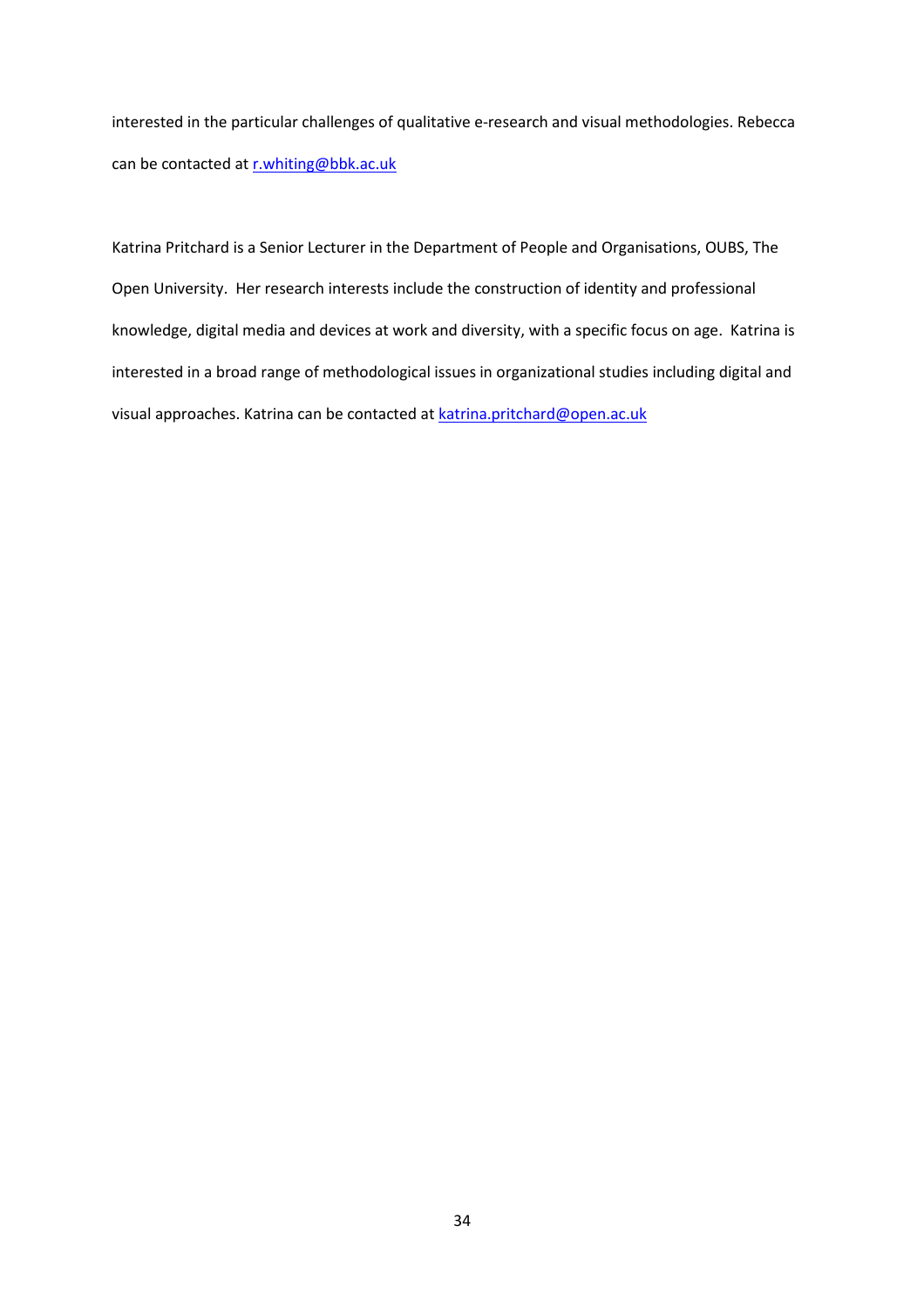interested in the particular challenges of qualitative e-research and visual methodologies. Rebecca can be contacted at r.whiting@bbk.ac.uk

Katrina Pritchard is a Senior Lecturer in the Department of People and Organisations, OUBS, The Open University. Her research interests include the construction of identity and professional knowledge, digital media and devices at work and diversity, with a specific focus on age. Katrina is interested in a broad range of methodological issues in organizational studies including digital and visual approaches. Katrina can be contacted at katrina.pritchard@open.ac.uk